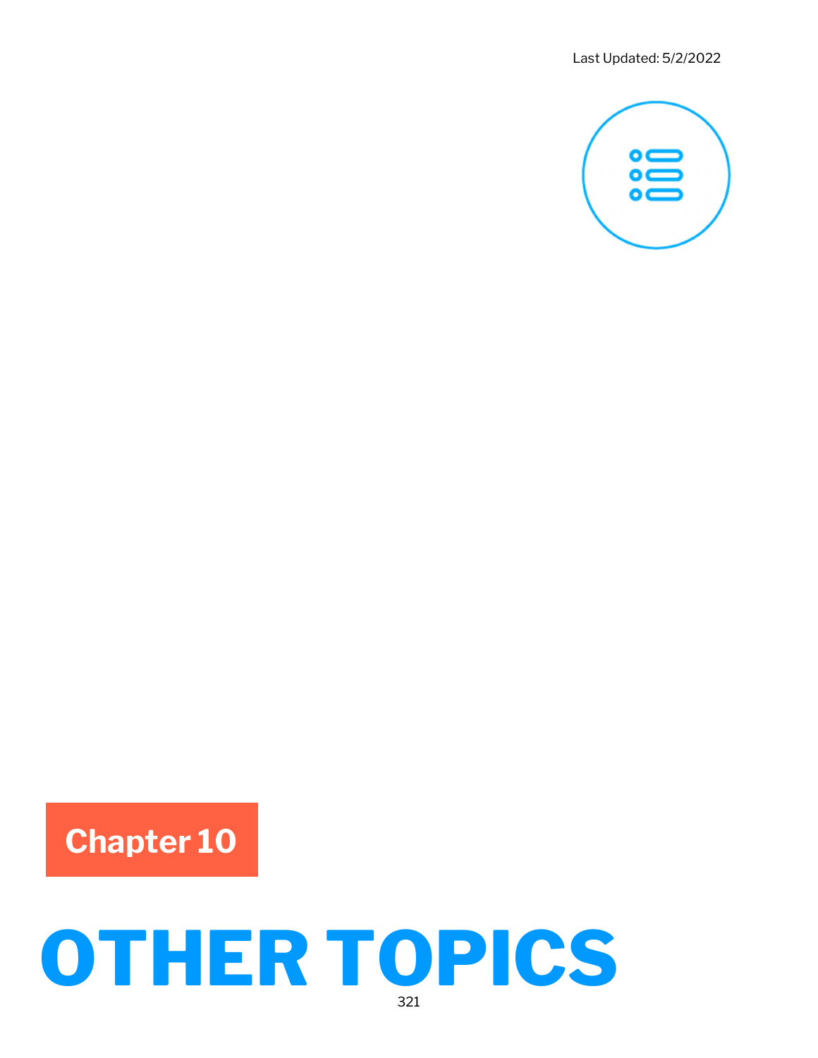Last Updated: 5/2/2022

Chapter 10

# OTHER TOPICS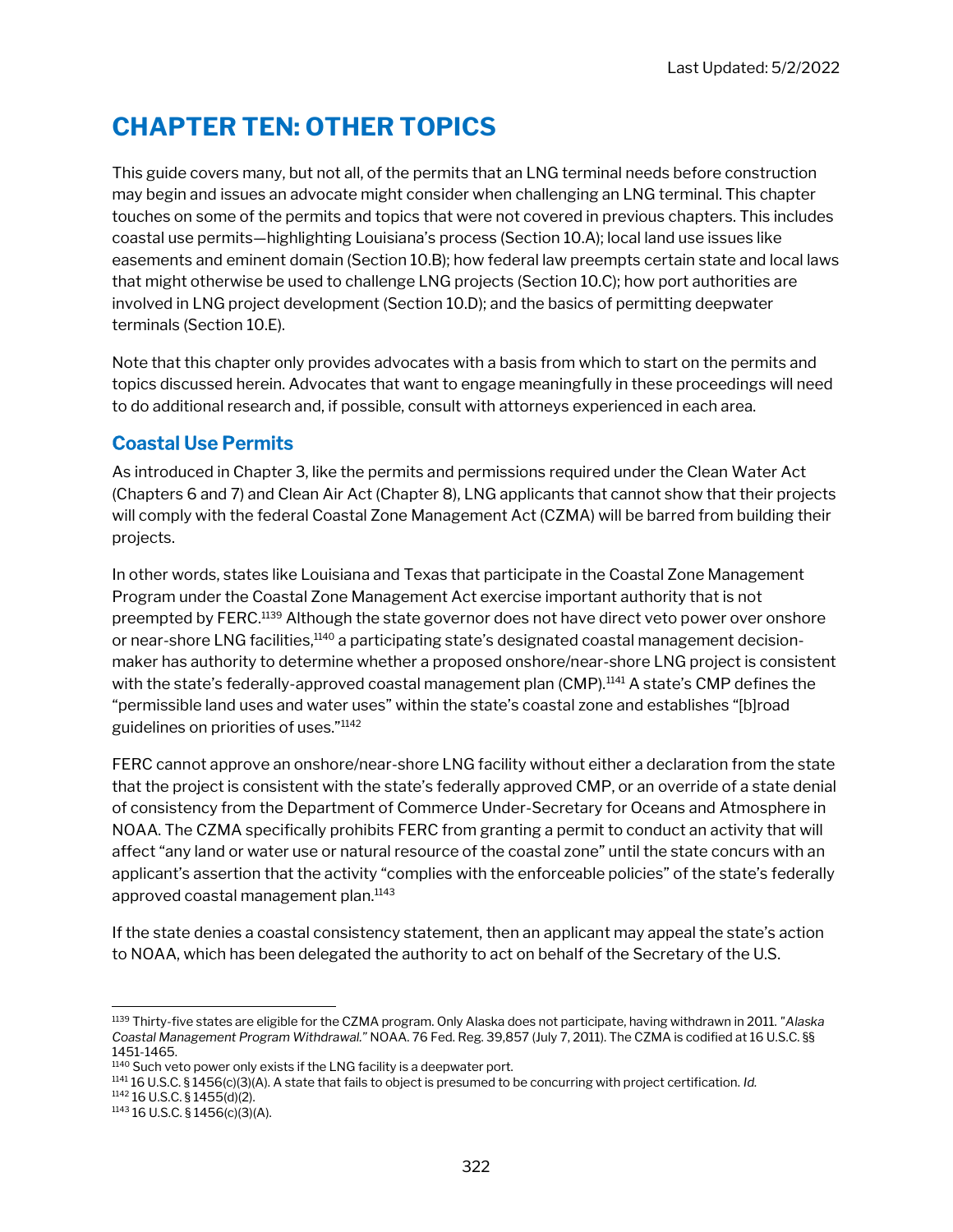# CHAPTER TEN: OTHER TOPICS

This guide covers many, but not all, of the permits that an LNG terminal needs before construction may begin and issues an advocate might consider when challenging an LNG terminal. This chapter touches on some of the permits and topics that were not covered in previous chapters. This includes coastal use permits—highlighting Louisiana's process (Section 10.A); local land use issues like easements and eminent domain (Section 10.B); how federal law preempts certain state and local laws that might otherwise be used to challenge LNG projects (Section 10.C); how port authorities are involved in LNG project development (Section 10.D); and the basics of permitting deepwater terminals (Section 10.E).

Note that this chapter only provides advocates with a basis from which to start on the permits and topics discussed herein. Advocates that want to engage meaningfully in these proceedings will need to do additional research and, if possible, consult with attorneys experienced in each area.

## Coastal Use Permits

As introduced in Chapter 3, like the permits and permissions required under the Clean Water Act (Chapters 6 and 7) and Clean Air Act (Chapter 8), LNG applicants that cannot show that their projects will comply with the federal Coastal Zone Management Act (CZMA) will be barred from building their projects.

In other words, states like Louisiana and Texas that participate in the Coastal Zone Management Program under the Coastal Zone Management Act exercise important authority that is not preempted by FERC.[1139] Although the state governor does not have direct veto power over onshore or near-shore LNG facilities,[1140] a participating state's designated coastal management decision-maker has authority to determine whether a proposed onshore/near-shore LNG project is consistent with the state's federally-approved coastal management plan (CMP).[1141] A state's CMP defines the "permissible land uses and water uses" within the state's coastal zone and establishes "[b]road guidelines on priorities of uses."[1142]

FERC cannot approve an onshore/near-shore LNG facility without either a declaration from the state that the project is consistent with the state's federally approved CMP, or an override of a state denial of consistency from the Department of Commerce Under-Secretary for Oceans and Atmosphere in NOAA. The CZMA specifically prohibits FERC from granting a permit to conduct an activity that will affect "any land or water use or natural resource of the coastal zone" until the state concurs with an applicant's assertion that the activity "complies with the enforceable policies" of the state's federally approved coastal management plan.[1143]

If the state denies a coastal consistency statement, then an applicant may appeal the state's action to NOAA, which has been delegated the authority to act on behalf of the Secretary of the U.S.

---

[1139] Thirty-five states are eligible for the CZMA program. Only Alaska does not participate, having withdrawn in 2011. "*Alaska Coastal Management Program Withdrawal.*" NOAA. 76 Fed. Reg. 39,857 (July 7, 2011). The CZMA is codified at 16 U.S.C. §§ 1451-1465.

[1140] Such veto power only exists if the LNG facility is a deepwater port.

[1141] 16 U.S.C. § 1456(c)(3)(A). A state that fails to object is presumed to be concurring with project certification. *Id.*

[1142] 16 U.S.C. § 1455(d)(2).

[1143] 16 U.S.C. § 1456(c)(3)(A).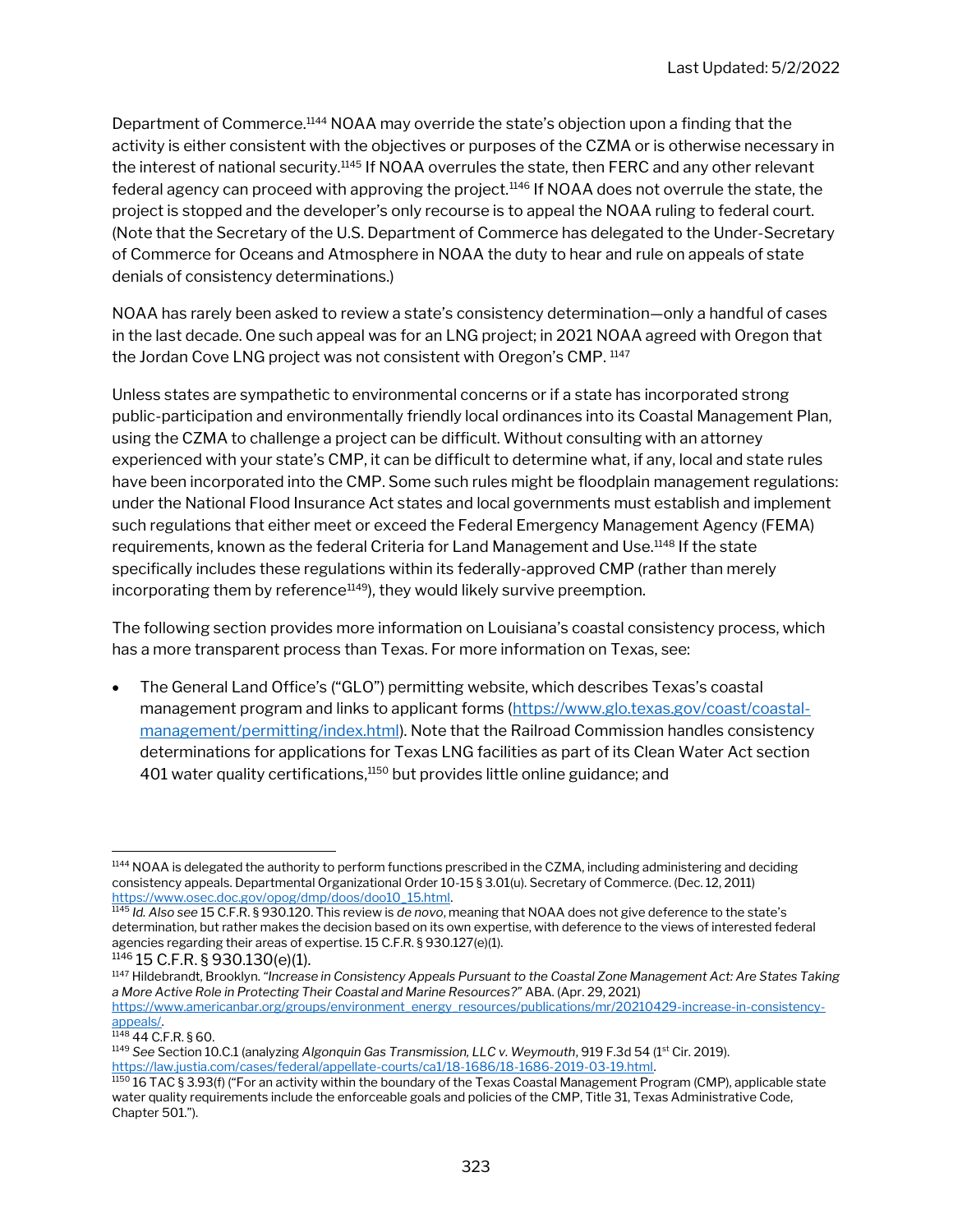Department of Commerce.[1144] NOAA may override the state's objection upon a finding that the activity is either consistent with the objectives or purposes of the CZMA or is otherwise necessary in the interest of national security.[1145] If NOAA overrules the state, then FERC and any other relevant federal agency can proceed with approving the project.[1146] If NOAA does not overrule the state, the project is stopped and the developer's only recourse is to appeal the NOAA ruling to federal court. (Note that the Secretary of the U.S. Department of Commerce has delegated to the Under-Secretary of Commerce for Oceans and Atmosphere in NOAA the duty to hear and rule on appeals of state denials of consistency determinations.)

NOAA has rarely been asked to review a state's consistency determination—only a handful of cases in the last decade. One such appeal was for an LNG project; in 2021 NOAA agreed with Oregon that the Jordan Cove LNG project was not consistent with Oregon's CMP. [1147]

Unless states are sympathetic to environmental concerns or if a state has incorporated strong public-participation and environmentally friendly local ordinances into its Coastal Management Plan, using the CZMA to challenge a project can be difficult. Without consulting with an attorney experienced with your state's CMP, it can be difficult to determine what, if any, local and state rules have been incorporated into the CMP. Some such rules might be floodplain management regulations: under the National Flood Insurance Act states and local governments must establish and implement such regulations that either meet or exceed the Federal Emergency Management Agency (FEMA) requirements, known as the federal Criteria for Land Management and Use.[1148] If the state specifically includes these regulations within its federally-approved CMP (rather than merely incorporating them by reference[1149]), they would likely survive preemption.

The following section provides more information on Louisiana's coastal consistency process, which has a more transparent process than Texas. For more information on Texas, see:

- The General Land Office's ("GLO") permitting website, which describes Texas's coastal management program and links to applicant forms (https://www.glo.texas.gov/coast/coastal-management/permitting/index.html). Note that the Railroad Commission handles consistency determinations for applications for Texas LNG facilities as part of its Clean Water Act section 401 water quality certifications,[1150] but provides little online guidance; and

---

[1144] NOAA is delegated the authority to perform functions prescribed in the CZMA, including administering and deciding consistency appeals. Departmental Organizational Order 10-15 § 3.01(u). Secretary of Commerce. (Dec. 12, 2011) https://www.osec.doc.gov/opog/dmp/doos/doo10_15.html.

[1145] *Id. Also see* 15 C.F.R. § 930.120. This review is *de novo*, meaning that NOAA does not give deference to the state's determination, but rather makes the decision based on its own expertise, with deference to the views of interested federal agencies regarding their areas of expertise. 15 C.F.R. § 930.127(e)(1).

[1146] 15 C.F.R. § 930.130(e)(1).

[1147] Hildebrandt, Brooklyn. *"Increase in Consistency Appeals Pursuant to the Coastal Zone Management Act: Are States Taking a More Active Role in Protecting Their Coastal and Marine Resources?"* ABA. (Apr. 29, 2021) https://www.americanbar.org/groups/environment_energy_resources/publications/mr/20210429-increase-in-consistency-appeals/.

[1148] 44 C.F.R. § 60.

[1149] *See* Section 10.C.1 (analyzing *Algonquin Gas Transmission, LLC v. Weymouth*, 919 F.3d 54 (1st Cir. 2019). https://law.justia.com/cases/federal/appellate-courts/ca1/18-1686/18-1686-2019-03-19.html.

[1150] 16 TAC § 3.93(f) ("For an activity within the boundary of the Texas Coastal Management Program (CMP), applicable state water quality requirements include the enforceable goals and policies of the CMP, Title 31, Texas Administrative Code, Chapter 501.").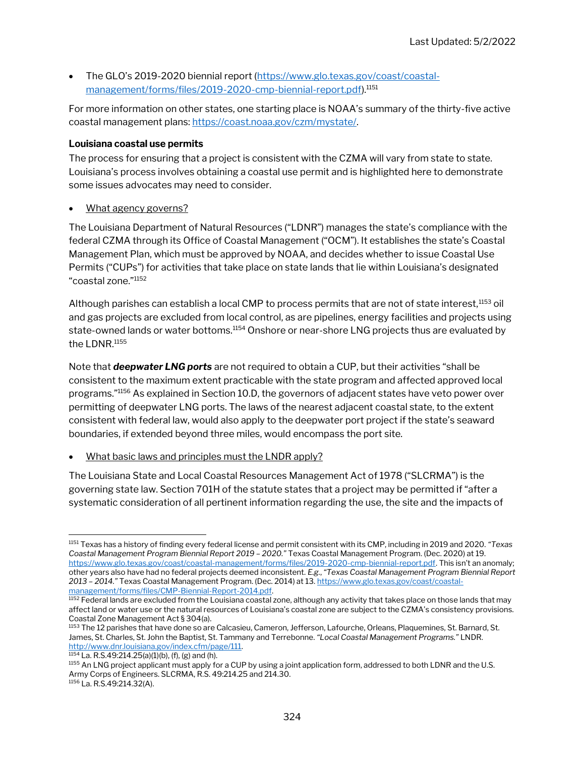- The GLO's 2019-2020 biennial report (https://www.glo.texas.gov/coast/coastal-management/forms/files/2019-2020-cmp-biennial-report.pdf).[1151]

For more information on other states, one starting place is NOAA's summary of the thirty-five active coastal management plans: https://coast.noaa.gov/czm/mystate/.

**Louisiana coastal use permits**

The process for ensuring that a project is consistent with the CZMA will vary from state to state. Louisiana's process involves obtaining a coastal use permit and is highlighted here to demonstrate some issues advocates may need to consider.

- What agency governs?

The Louisiana Department of Natural Resources ("LDNR") manages the state's compliance with the federal CZMA through its Office of Coastal Management ("OCM"). It establishes the state's Coastal Management Plan, which must be approved by NOAA, and decides whether to issue Coastal Use Permits ("CUPs") for activities that take place on state lands that lie within Louisiana's designated "coastal zone."[1152]

Although parishes can establish a local CMP to process permits that are not of state interest,[1153] oil and gas projects are excluded from local control, as are pipelines, energy facilities and projects using state-owned lands or water bottoms.[1154] Onshore or near-shore LNG projects thus are evaluated by the LDNR.[1155]

Note that ***deepwater LNG ports*** are not required to obtain a CUP, but their activities "shall be consistent to the maximum extent practicable with the state program and affected approved local programs."[1156] As explained in Section 10.D, the governors of adjacent states have veto power over permitting of deepwater LNG ports. The laws of the nearest adjacent coastal state, to the extent consistent with federal law, would also apply to the deepwater port project if the state's seaward boundaries, if extended beyond three miles, would encompass the port site.

- What basic laws and principles must the LNDR apply?

The Louisiana State and Local Coastal Resources Management Act of 1978 ("SLCRMA") is the governing state law. Section 701H of the statute states that a project may be permitted if "after a systematic consideration of all pertinent information regarding the use, the site and the impacts of

---

[1151] Texas has a history of finding every federal license and permit consistent with its CMP, including in 2019 and 2020. *"Texas Coastal Management Program Biennial Report 2019 – 2020."* Texas Coastal Management Program. (Dec. 2020) at 19. https://www.glo.texas.gov/coast/coastal-management/forms/files/2019-2020-cmp-biennial-report.pdf. This isn't an anomaly; other years also have had no federal projects deemed inconsistent. *E.g., "Texas Coastal Management Program Biennial Report 2013 – 2014."* Texas Coastal Management Program. (Dec. 2014) at 13. https://www.glo.texas.gov/coast/coastal-management/forms/files/CMP-Biennial-Report-2014.pdf.

[1152] Federal lands are excluded from the Louisiana coastal zone, although any activity that takes place on those lands that may affect land or water use or the natural resources of Louisiana's coastal zone are subject to the CZMA's consistency provisions. Coastal Zone Management Act § 304(a).

[1153] The 12 parishes that have done so are Calcasieu, Cameron, Jefferson, Lafourche, Orleans, Plaquemines, St. Barnard, St. James, St. Charles, St. John the Baptist, St. Tammany and Terrebonne. *"Local Coastal Management Programs."* LNDR. http://www.dnr.louisiana.gov/index.cfm/page/111.

[1154] La. R.S.49:214.25(a)(1)(b), (f), (g) and (h).

[1155] An LNG project applicant must apply for a CUP by using a joint application form, addressed to both LDNR and the U.S. Army Corps of Engineers. SLCRMA, R.S. 49:214.25 and 214.30.

[1156] La. R.S.49:214.32(A).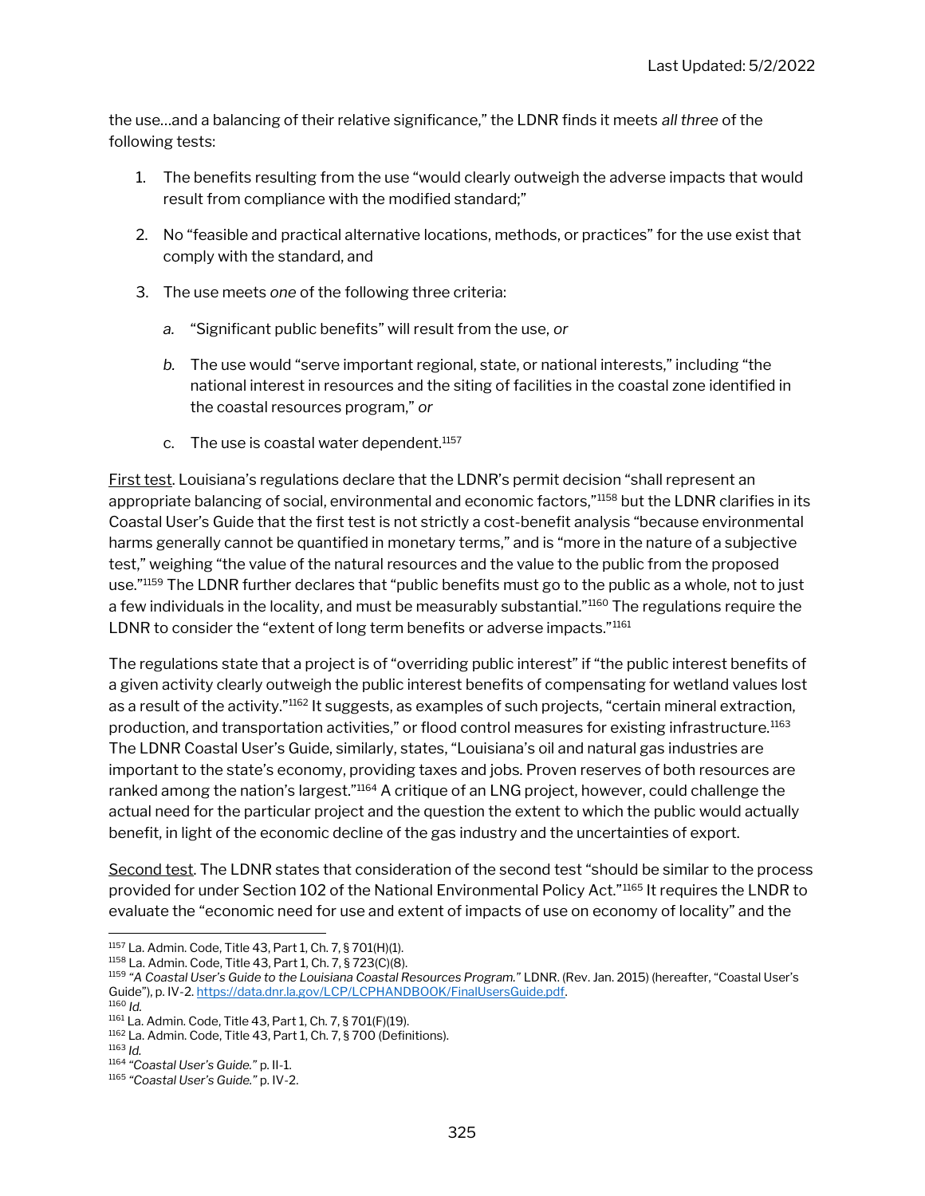the use…and a balancing of their relative significance," the LDNR finds it meets *all three* of the following tests:

1. The benefits resulting from the use "would clearly outweigh the adverse impacts that would result from compliance with the modified standard;"

2. No "feasible and practical alternative locations, methods, or practices" for the use exist that comply with the standard, and

3. The use meets *one* of the following three criteria:

   *a.* "Significant public benefits" will result from the use, *or*

   *b.* The use would "serve important regional, state, or national interests," including "the national interest in resources and the siting of facilities in the coastal zone identified in the coastal resources program," *or*

   c. The use is coastal water dependent.[1157]

First test. Louisiana's regulations declare that the LDNR's permit decision "shall represent an appropriate balancing of social, environmental and economic factors,"[1158] but the LDNR clarifies in its Coastal User's Guide that the first test is not strictly a cost-benefit analysis "because environmental harms generally cannot be quantified in monetary terms," and is "more in the nature of a subjective test," weighing "the value of the natural resources and the value to the public from the proposed use."[1159] The LDNR further declares that "public benefits must go to the public as a whole, not to just a few individuals in the locality, and must be measurably substantial."[1160] The regulations require the LDNR to consider the "extent of long term benefits or adverse impacts."[1161]

The regulations state that a project is of "overriding public interest" if "the public interest benefits of a given activity clearly outweigh the public interest benefits of compensating for wetland values lost as a result of the activity."[1162] It suggests, as examples of such projects, "certain mineral extraction, production, and transportation activities," or flood control measures for existing infrastructure.[1163] The LDNR Coastal User's Guide, similarly, states, "Louisiana's oil and natural gas industries are important to the state's economy, providing taxes and jobs. Proven reserves of both resources are ranked among the nation's largest."[1164] A critique of an LNG project, however, could challenge the actual need for the particular project and the question the extent to which the public would actually benefit, in light of the economic decline of the gas industry and the uncertainties of export.

Second test. The LDNR states that consideration of the second test "should be similar to the process provided for under Section 102 of the National Environmental Policy Act."[1165] It requires the LNDR to evaluate the "economic need for use and extent of impacts of use on economy of locality" and the

---

[1157] La. Admin. Code, Title 43, Part 1, Ch. 7, § 701(H)(1).

[1158] La. Admin. Code, Title 43, Part 1, Ch. 7, § 723(C)(8).

[1159] *"A Coastal User's Guide to the Louisiana Coastal Resources Program."* LDNR. (Rev. Jan. 2015) (hereafter, "Coastal User's Guide"), p. IV-2. https://data.dnr.la.gov/LCP/LCPHANDBOOK/FinalUsersGuide.pdf.

[1160] *Id.*

[1161] La. Admin. Code, Title 43, Part 1, Ch. 7, § 701(F)(19).

[1162] La. Admin. Code, Title 43, Part 1, Ch. 7, § 700 (Definitions).

[1163] *Id.*

[1164] *"Coastal User's Guide."* p. II-1.

[1165] *"Coastal User's Guide."* p. IV-2.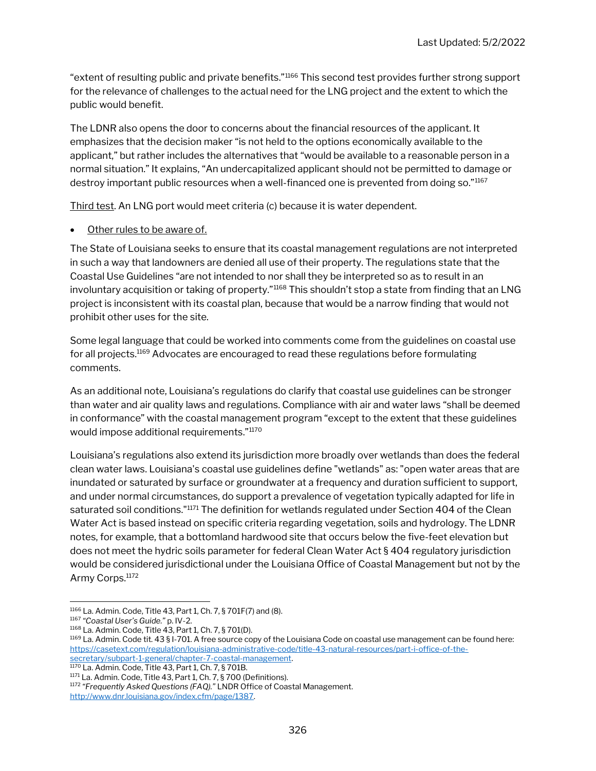"extent of resulting public and private benefits."[1166] This second test provides further strong support for the relevance of challenges to the actual need for the LNG project and the extent to which the public would benefit.

The LDNR also opens the door to concerns about the financial resources of the applicant. It emphasizes that the decision maker "is not held to the options economically available to the applicant," but rather includes the alternatives that "would be available to a reasonable person in a normal situation." It explains, "An undercapitalized applicant should not be permitted to damage or destroy important public resources when a well-financed one is prevented from doing so."[1167]

<u>Third test</u>. An LNG port would meet criteria (c) because it is water dependent.

- <u>Other rules to be aware of.</u>

The State of Louisiana seeks to ensure that its coastal management regulations are not interpreted in such a way that landowners are denied all use of their property. The regulations state that the Coastal Use Guidelines "are not intended to nor shall they be interpreted so as to result in an involuntary acquisition or taking of property."[1168] This shouldn't stop a state from finding that an LNG project is inconsistent with its coastal plan, because that would be a narrow finding that would not prohibit other uses for the site.

Some legal language that could be worked into comments come from the guidelines on coastal use for all projects.[1169] Advocates are encouraged to read these regulations before formulating comments.

As an additional note, Louisiana's regulations do clarify that coastal use guidelines can be stronger than water and air quality laws and regulations. Compliance with air and water laws "shall be deemed in conformance" with the coastal management program "except to the extent that these guidelines would impose additional requirements."[1170]

Louisiana's regulations also extend its jurisdiction more broadly over wetlands than does the federal clean water laws. Louisiana's coastal use guidelines define "wetlands" as: "open water areas that are inundated or saturated by surface or groundwater at a frequency and duration sufficient to support, and under normal circumstances, do support a prevalence of vegetation typically adapted for life in saturated soil conditions."[1171] The definition for wetlands regulated under Section 404 of the Clean Water Act is based instead on specific criteria regarding vegetation, soils and hydrology. The LDNR notes, for example, that a bottomland hardwood site that occurs below the five-feet elevation but does not meet the hydric soils parameter for federal Clean Water Act § 404 regulatory jurisdiction would be considered jurisdictional under the Louisiana Office of Coastal Management but not by the Army Corps.[1172]

---

[1166] La. Admin. Code, Title 43, Part 1, Ch. 7, § 701F(7) and (8).

[1167] *"Coastal User's Guide."* p. IV-2.

[1168] La. Admin. Code, Title 43, Part 1, Ch. 7, § 701(D).

[1169] La. Admin. Code tit. 43 § I-701. A free source copy of the Louisiana Code on coastal use management can be found here: https://casetext.com/regulation/louisiana-administrative-code/title-43-natural-resources/part-i-office-of-the-secretary/subpart-1-general/chapter-7-coastal-management.

[1170] La. Admin. Code, Title 43, Part 1, Ch. 7, § 701B.

[1171] La. Admin. Code, Title 43, Part 1, Ch. 7, § 700 (Definitions).

[1172] *"Frequently Asked Questions (FAQ)."* LNDR Office of Coastal Management. http://www.dnr.louisiana.gov/index.cfm/page/1387.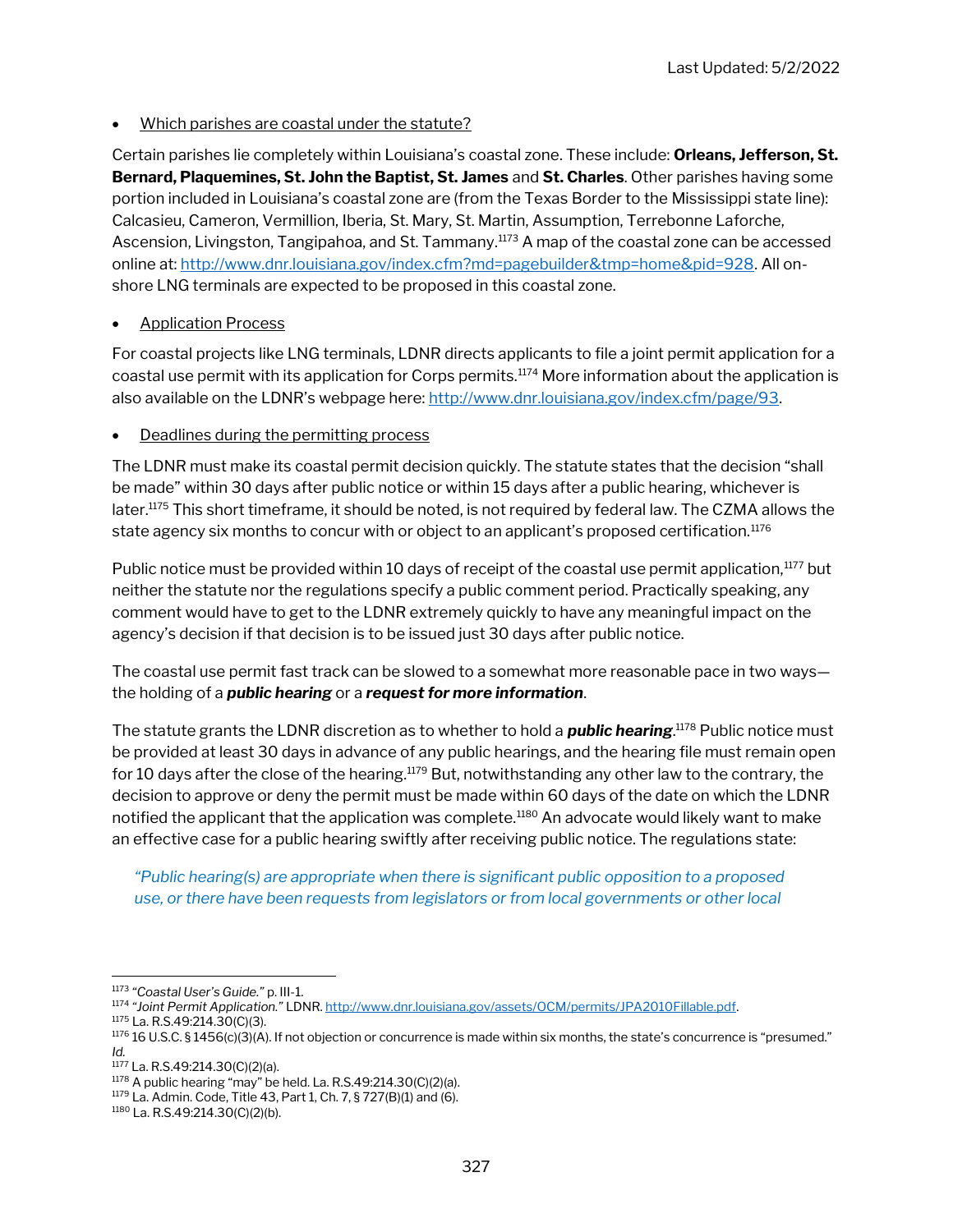- Which parishes are coastal under the statute?

Certain parishes lie completely within Louisiana's coastal zone. These include: **Orleans, Jefferson, St. Bernard, Plaquemines, St. John the Baptist, St. James** and **St. Charles**. Other parishes having some portion included in Louisiana's coastal zone are (from the Texas Border to the Mississippi state line): Calcasieu, Cameron, Vermillion, Iberia, St. Mary, St. Martin, Assumption, Terrebonne Laforche, Ascension, Livingston, Tangipahoa, and St. Tammany.[1173] A map of the coastal zone can be accessed online at: http://www.dnr.louisiana.gov/index.cfm?md=pagebuilder&tmp=home&pid=928. All on-shore LNG terminals are expected to be proposed in this coastal zone.

- Application Process

For coastal projects like LNG terminals, LDNR directs applicants to file a joint permit application for a coastal use permit with its application for Corps permits.[1174] More information about the application is also available on the LDNR's webpage here: http://www.dnr.louisiana.gov/index.cfm/page/93.

- Deadlines during the permitting process

The LDNR must make its coastal permit decision quickly. The statute states that the decision "shall be made" within 30 days after public notice or within 15 days after a public hearing, whichever is later.[1175] This short timeframe, it should be noted, is not required by federal law. The CZMA allows the state agency six months to concur with or object to an applicant's proposed certification.[1176]

Public notice must be provided within 10 days of receipt of the coastal use permit application,[1177] but neither the statute nor the regulations specify a public comment period. Practically speaking, any comment would have to get to the LDNR extremely quickly to have any meaningful impact on the agency's decision if that decision is to be issued just 30 days after public notice.

The coastal use permit fast track can be slowed to a somewhat more reasonable pace in two ways—the holding of a ***public hearing*** or a ***request for more information***.

The statute grants the LDNR discretion as to whether to hold a ***public hearing***.[1178] Public notice must be provided at least 30 days in advance of any public hearings, and the hearing file must remain open for 10 days after the close of the hearing.[1179] But, notwithstanding any other law to the contrary, the decision to approve or deny the permit must be made within 60 days of the date on which the LDNR notified the applicant that the application was complete.[1180] An advocate would likely want to make an effective case for a public hearing swiftly after receiving public notice. The regulations state:

> *"Public hearing(s) are appropriate when there is significant public opposition to a proposed use, or there have been requests from legislators or from local governments or other local*

---

[1173] *"Coastal User's Guide."* p. III-1.

[1174] *"Joint Permit Application."* LDNR. http://www.dnr.louisiana.gov/assets/OCM/permits/JPA2010Fillable.pdf.

[1175] La. R.S.49:214.30(C)(3).

[1176] 16 U.S.C. § 1456(c)(3)(A). If not objection or concurrence is made within six months, the state's concurrence is "presumed." *Id.*

[1177] La. R.S.49:214.30(C)(2)(a).

[1178] A public hearing "may" be held. La. R.S.49:214.30(C)(2)(a).

[1179] La. Admin. Code, Title 43, Part 1, Ch. 7, § 727(B)(1) and (6).

[1180] La. R.S.49:214.30(C)(2)(b).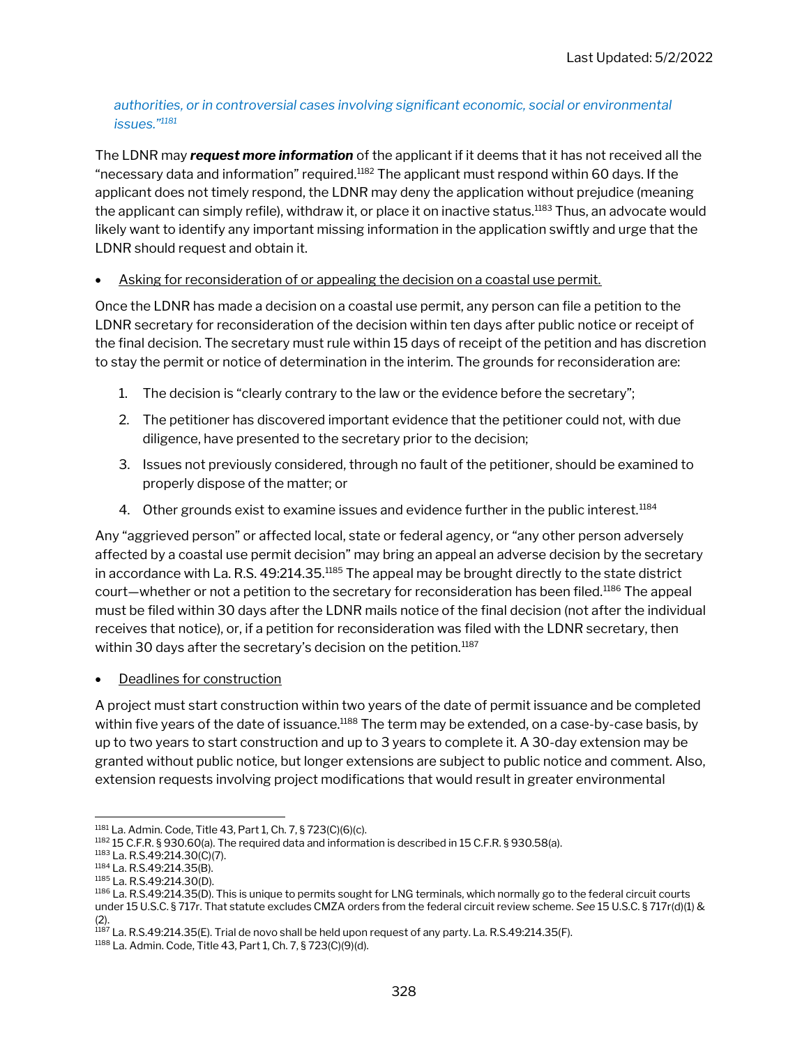*authorities, or in controversial cases involving significant economic, social or environmental issues."*[1181]

The LDNR may ***request more information*** of the applicant if it deems that it has not received all the "necessary data and information" required.[1182] The applicant must respond within 60 days. If the applicant does not timely respond, the LDNR may deny the application without prejudice (meaning the applicant can simply refile), withdraw it, or place it on inactive status.[1183] Thus, an advocate would likely want to identify any important missing information in the application swiftly and urge that the LDNR should request and obtain it.

- <u>Asking for reconsideration of or appealing the decision on a coastal use permit.</u>

Once the LDNR has made a decision on a coastal use permit, any person can file a petition to the LDNR secretary for reconsideration of the decision within ten days after public notice or receipt of the final decision. The secretary must rule within 15 days of receipt of the petition and has discretion to stay the permit or notice of determination in the interim. The grounds for reconsideration are:

1. The decision is "clearly contrary to the law or the evidence before the secretary";
2. The petitioner has discovered important evidence that the petitioner could not, with due diligence, have presented to the secretary prior to the decision;
3. Issues not previously considered, through no fault of the petitioner, should be examined to properly dispose of the matter; or
4. Other grounds exist to examine issues and evidence further in the public interest.[1184]

Any "aggrieved person" or affected local, state or federal agency, or "any other person adversely affected by a coastal use permit decision" may bring an appeal an adverse decision by the secretary in accordance with La. R.S. 49:214.35.[1185] The appeal may be brought directly to the state district court—whether or not a petition to the secretary for reconsideration has been filed.[1186] The appeal must be filed within 30 days after the LDNR mails notice of the final decision (not after the individual receives that notice), or, if a petition for reconsideration was filed with the LDNR secretary, then within 30 days after the secretary's decision on the petition.[1187]

- <u>Deadlines for construction</u>

A project must start construction within two years of the date of permit issuance and be completed within five years of the date of issuance.[1188] The term may be extended, on a case-by-case basis, by up to two years to start construction and up to 3 years to complete it. A 30-day extension may be granted without public notice, but longer extensions are subject to public notice and comment. Also, extension requests involving project modifications that would result in greater environmental

---

[1181] La. Admin. Code, Title 43, Part 1, Ch. 7, § 723(C)(6)(c).

[1182] 15 C.F.R. § 930.60(a). The required data and information is described in 15 C.F.R. § 930.58(a).

[1183] La. R.S.49:214.30(C)(7).

[1184] La. R.S.49:214.35(B).

[1185] La. R.S.49:214.30(D).

[1186] La. R.S.49:214.35(D). This is unique to permits sought for LNG terminals, which normally go to the federal circuit courts under 15 U.S.C. § 717r. That statute excludes CMZA orders from the federal circuit review scheme. *See* 15 U.S.C. § 717r(d)(1) & (2).

[1187] La. R.S.49:214.35(E). Trial de novo shall be held upon request of any party. La. R.S.49:214.35(F).

[1188] La. Admin. Code, Title 43, Part 1, Ch. 7, § 723(C)(9)(d).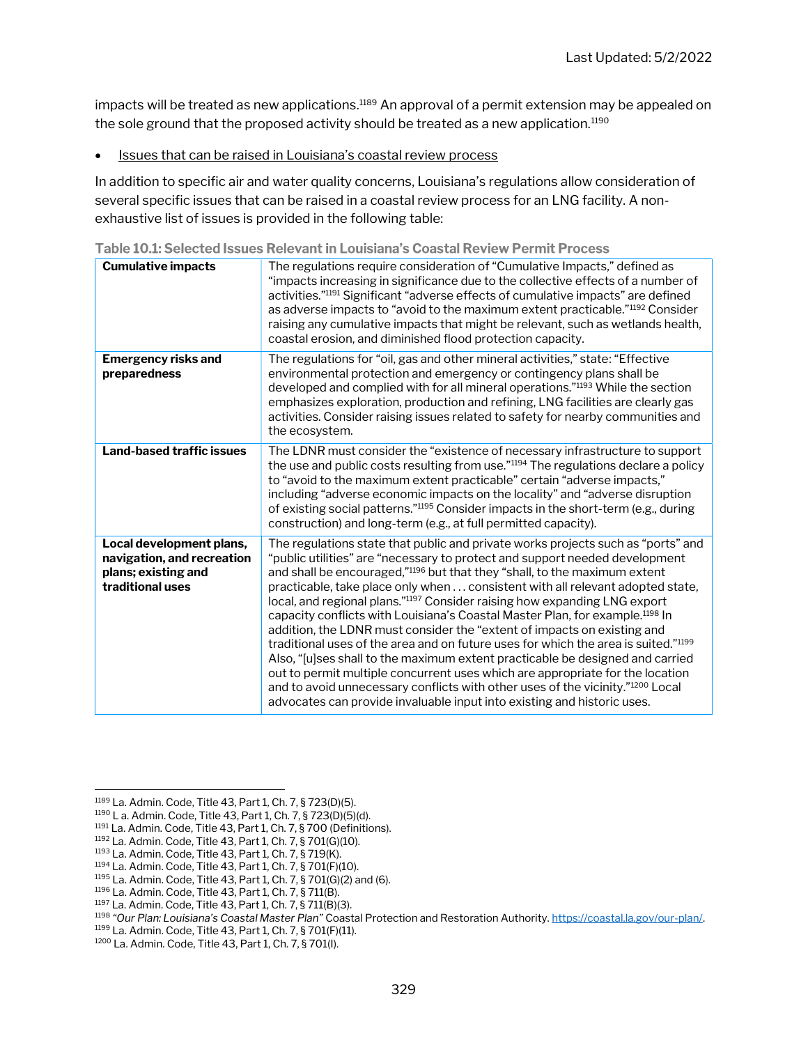impacts will be treated as new applications.[1189] An approval of a permit extension may be appealed on the sole ground that the proposed activity should be treated as a new application.[1190]

- Issues that can be raised in Louisiana's coastal review process

In addition to specific air and water quality concerns, Louisiana's regulations allow consideration of several specific issues that can be raised in a coastal review process for an LNG facility. A non-exhaustive list of issues is provided in the following table:

**Table 10.1: Selected Issues Relevant in Louisiana's Coastal Review Permit Process**

| | |
|---|---|
| **Cumulative impacts** | The regulations require consideration of "Cumulative Impacts," defined as "impacts increasing in significance due to the collective effects of a number of activities."[1191] Significant "adverse effects of cumulative impacts" are defined as adverse impacts to "avoid to the maximum extent practicable."[1192] Consider raising any cumulative impacts that might be relevant, such as wetlands health, coastal erosion, and diminished flood protection capacity. |
| **Emergency risks and preparedness** | The regulations for "oil, gas and other mineral activities," state: "Effective environmental protection and emergency or contingency plans shall be developed and complied with for all mineral operations."[1193] While the section emphasizes exploration, production and refining, LNG facilities are clearly gas activities. Consider raising issues related to safety for nearby communities and the ecosystem. |
| **Land-based traffic issues** | The LDNR must consider the "existence of necessary infrastructure to support the use and public costs resulting from use."[1194] The regulations declare a policy to "avoid to the maximum extent practicable" certain "adverse impacts," including "adverse economic impacts on the locality" and "adverse disruption of existing social patterns."[1195] Consider impacts in the short-term (e.g., during construction) and long-term (e.g., at full permitted capacity). |
| **Local development plans, navigation, and recreation plans; existing and traditional uses** | The regulations state that public and private works projects such as "ports" and "public utilities" are "necessary to protect and support needed development and shall be encouraged,"[1196] but that they "shall, to the maximum extent practicable, take place only when . . . consistent with all relevant adopted state, local, and regional plans."[1197] Consider raising how expanding LNG export capacity conflicts with Louisiana's Coastal Master Plan, for example.[1198] In addition, the LDNR must consider the "extent of impacts on existing and traditional uses of the area and on future uses for which the area is suited."[1199] Also, "[u]ses shall to the maximum extent practicable be designed and carried out to permit multiple concurrent uses which are appropriate for the location and to avoid unnecessary conflicts with other uses of the vicinity."[1200] Local advocates can provide invaluable input into existing and historic uses. |

[1189] La. Admin. Code, Title 43, Part 1, Ch. 7, § 723(D)(5).
[1190] L a. Admin. Code, Title 43, Part 1, Ch. 7, § 723(D)(5)(d).
[1191] La. Admin. Code, Title 43, Part 1, Ch. 7, § 700 (Definitions).
[1192] La. Admin. Code, Title 43, Part 1, Ch. 7, § 701(G)(10).
[1193] La. Admin. Code, Title 43, Part 1, Ch. 7, § 719(K).
[1194] La. Admin. Code, Title 43, Part 1, Ch. 7, § 701(F)(10).
[1195] La. Admin. Code, Title 43, Part 1, Ch. 7, § 701(G)(2) and (6).
[1196] La. Admin. Code, Title 43, Part 1, Ch. 7, § 711(B).
[1197] La. Admin. Code, Title 43, Part 1, Ch. 7, § 711(B)(3).
[1198] *"Our Plan: Louisiana's Coastal Master Plan"* Coastal Protection and Restoration Authority. https://coastal.la.gov/our-plan/.
[1199] La. Admin. Code, Title 43, Part 1, Ch. 7, § 701(F)(11).
[1200] La. Admin. Code, Title 43, Part 1, Ch. 7, § 701(I).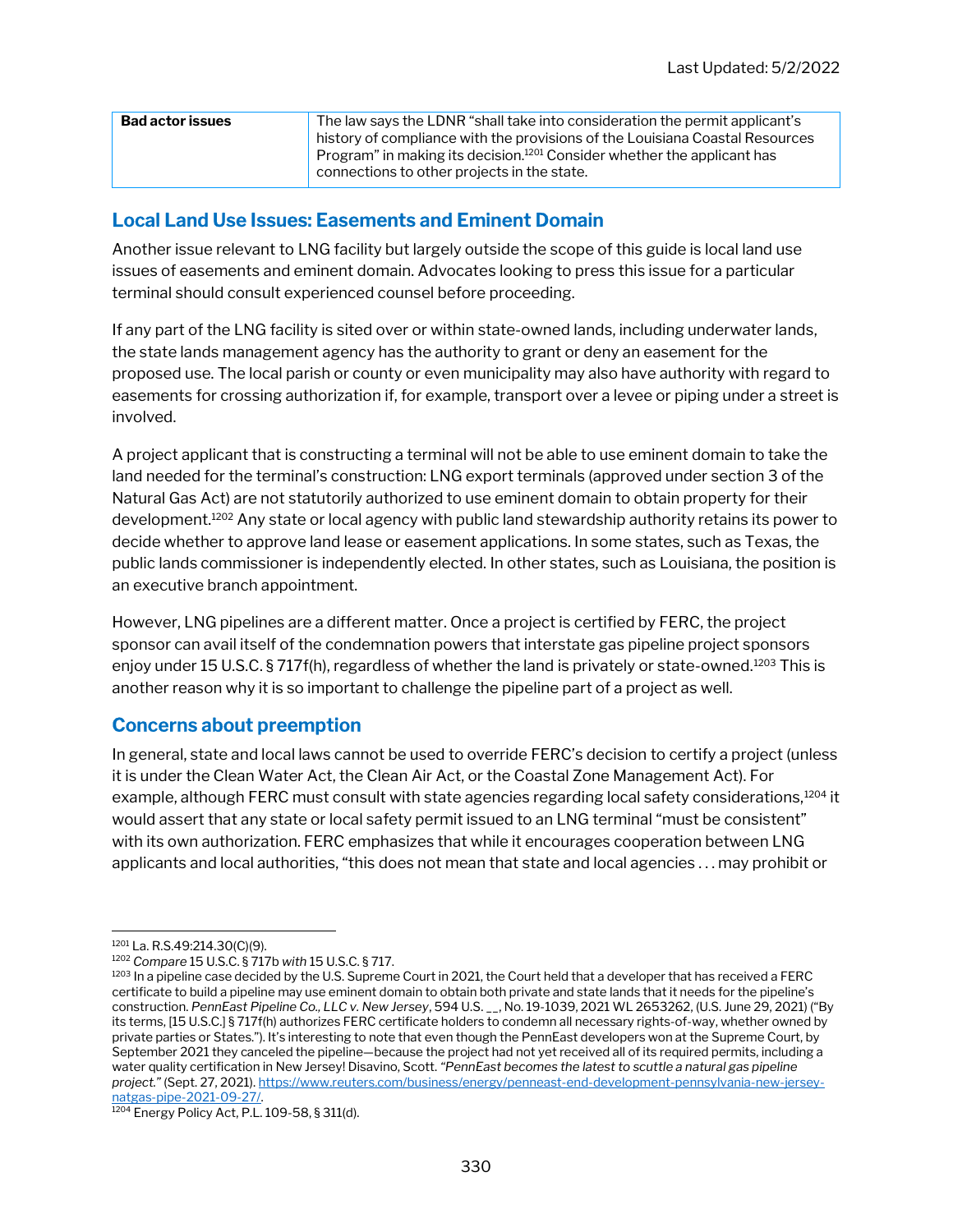| Bad actor issues | The law says the LDNR "shall take into consideration the permit applicant's history of compliance with the provisions of the Louisiana Coastal Resources Program" in making its decision.[1201] Consider whether the applicant has connections to other projects in the state. |
|---|---|

## Local Land Use Issues: Easements and Eminent Domain

Another issue relevant to LNG facility but largely outside the scope of this guide is local land use issues of easements and eminent domain. Advocates looking to press this issue for a particular terminal should consult experienced counsel before proceeding.

If any part of the LNG facility is sited over or within state-owned lands, including underwater lands, the state lands management agency has the authority to grant or deny an easement for the proposed use. The local parish or county or even municipality may also have authority with regard to easements for crossing authorization if, for example, transport over a levee or piping under a street is involved.

A project applicant that is constructing a terminal will not be able to use eminent domain to take the land needed for the terminal's construction: LNG export terminals (approved under section 3 of the Natural Gas Act) are not statutorily authorized to use eminent domain to obtain property for their development.[1202] Any state or local agency with public land stewardship authority retains its power to decide whether to approve land lease or easement applications. In some states, such as Texas, the public lands commissioner is independently elected. In other states, such as Louisiana, the position is an executive branch appointment.

However, LNG pipelines are a different matter. Once a project is certified by FERC, the project sponsor can avail itself of the condemnation powers that interstate gas pipeline project sponsors enjoy under 15 U.S.C. § 717f(h), regardless of whether the land is privately or state-owned.[1203] This is another reason why it is so important to challenge the pipeline part of a project as well.

## Concerns about preemption

In general, state and local laws cannot be used to override FERC's decision to certify a project (unless it is under the Clean Water Act, the Clean Air Act, or the Coastal Zone Management Act). For example, although FERC must consult with state agencies regarding local safety considerations,[1204] it would assert that any state or local safety permit issued to an LNG terminal "must be consistent" with its own authorization. FERC emphasizes that while it encourages cooperation between LNG applicants and local authorities, "this does not mean that state and local agencies . . . may prohibit or

---

[1201] La. R.S.49:214.30(C)(9).

[1202] *Compare* 15 U.S.C. § 717b *with* 15 U.S.C. § 717.

[1203] In a pipeline case decided by the U.S. Supreme Court in 2021, the Court held that a developer that has received a FERC certificate to build a pipeline may use eminent domain to obtain both private and state lands that it needs for the pipeline's construction. *PennEast Pipeline Co., LLC v. New Jersey*, 594 U.S. __, No. 19-1039, 2021 WL 2653262, (U.S. June 29, 2021) ("By its terms, [15 U.S.C.] § 717f(h) authorizes FERC certificate holders to condemn all necessary rights-of-way, whether owned by private parties or States."). It's interesting to note that even though the PennEast developers won at the Supreme Court, by September 2021 they canceled the pipeline—because the project had not yet received all of its required permits, including a water quality certification in New Jersey! Disavino, Scott. *"PennEast becomes the latest to scuttle a natural gas pipeline project."* (Sept. 27, 2021). https://www.reuters.com/business/energy/penneast-end-development-pennsylvania-new-jersey-natgas-pipe-2021-09-27/.

[1204] Energy Policy Act, P.L. 109-58, § 311(d).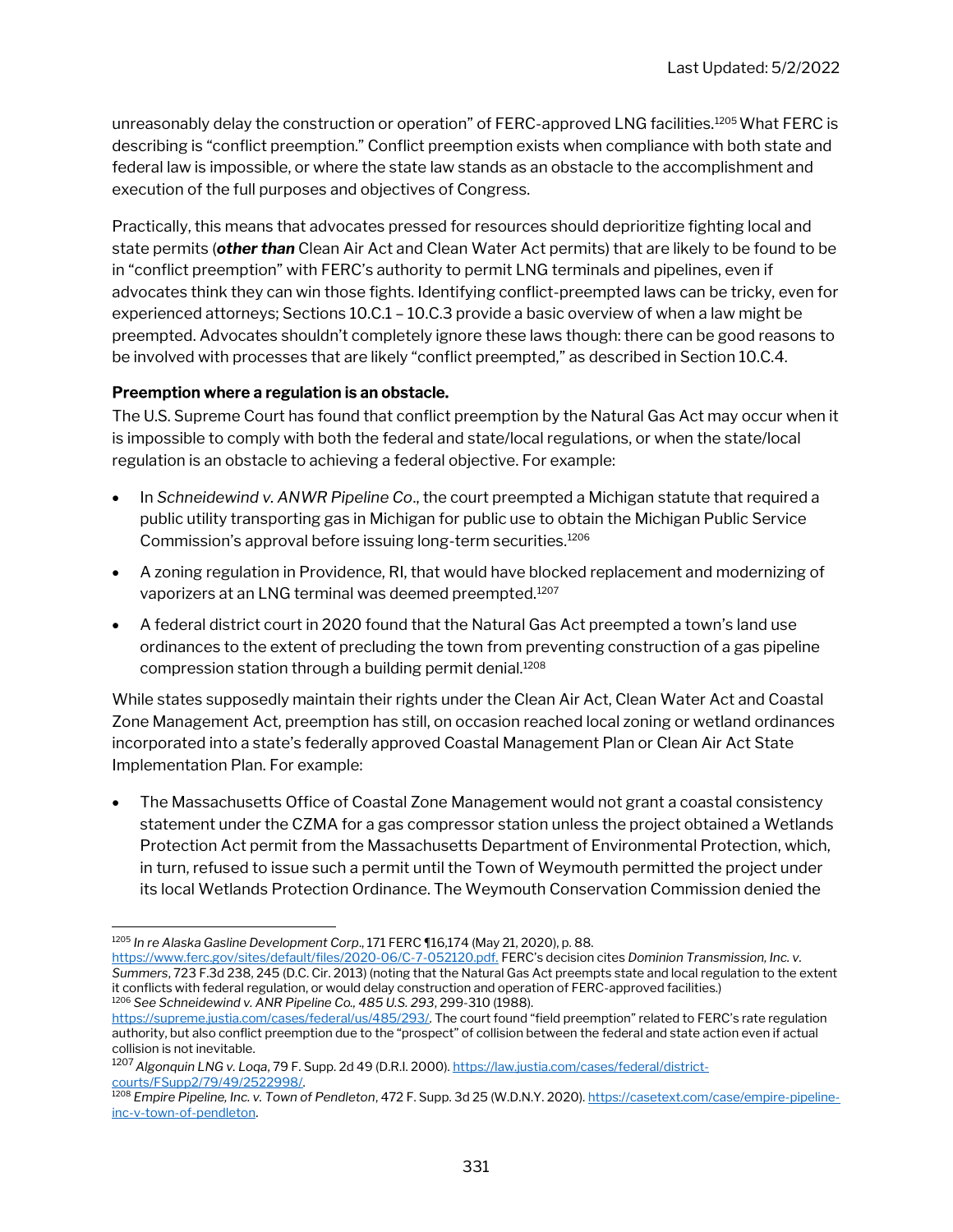unreasonably delay the construction or operation" of FERC-approved LNG facilities.[1205] What FERC is describing is "conflict preemption." Conflict preemption exists when compliance with both state and federal law is impossible, or where the state law stands as an obstacle to the accomplishment and execution of the full purposes and objectives of Congress.

Practically, this means that advocates pressed for resources should deprioritize fighting local and state permits (***other than*** Clean Air Act and Clean Water Act permits) that are likely to be found to be in "conflict preemption" with FERC's authority to permit LNG terminals and pipelines, even if advocates think they can win those fights. Identifying conflict-preempted laws can be tricky, even for experienced attorneys; Sections 10.C.1 – 10.C.3 provide a basic overview of when a law might be preempted. Advocates shouldn't completely ignore these laws though: there can be good reasons to be involved with processes that are likely "conflict preempted," as described in Section 10.C.4.

**Preemption where a regulation is an obstacle.**

The U.S. Supreme Court has found that conflict preemption by the Natural Gas Act may occur when it is impossible to comply with both the federal and state/local regulations, or when the state/local regulation is an obstacle to achieving a federal objective. For example:

- In *Schneidewind v. ANWR Pipeline Co*., the court preempted a Michigan statute that required a public utility transporting gas in Michigan for public use to obtain the Michigan Public Service Commission's approval before issuing long-term securities.[1206]
- A zoning regulation in Providence, RI, that would have blocked replacement and modernizing of vaporizers at an LNG terminal was deemed preempted.[1207]
- A federal district court in 2020 found that the Natural Gas Act preempted a town's land use ordinances to the extent of precluding the town from preventing construction of a gas pipeline compression station through a building permit denial.[1208]

While states supposedly maintain their rights under the Clean Air Act, Clean Water Act and Coastal Zone Management Act, preemption has still, on occasion reached local zoning or wetland ordinances incorporated into a state's federally approved Coastal Management Plan or Clean Air Act State Implementation Plan. For example:

- The Massachusetts Office of Coastal Zone Management would not grant a coastal consistency statement under the CZMA for a gas compressor station unless the project obtained a Wetlands Protection Act permit from the Massachusetts Department of Environmental Protection, which, in turn, refused to issue such a permit until the Town of Weymouth permitted the project under its local Wetlands Protection Ordinance. The Weymouth Conservation Commission denied the

---

[1205] *In re Alaska Gasline Development Corp*., 171 FERC ¶16,174 (May 21, 2020), p. 88. https://www.ferc.gov/sites/default/files/2020-06/C-7-052120.pdf. FERC's decision cites *Dominion Transmission, Inc. v. Summers*, 723 F.3d 238, 245 (D.C. Cir. 2013) (noting that the Natural Gas Act preempts state and local regulation to the extent it conflicts with federal regulation, or would delay construction and operation of FERC-approved facilities.)

[1206] *See Schneidewind v. ANR Pipeline Co., 485 U.S. 293*, 299-310 (1988). https://supreme.justia.com/cases/federal/us/485/293/. The court found "field preemption" related to FERC's rate regulation authority, but also conflict preemption due to the "prospect" of collision between the federal and state action even if actual collision is not inevitable.

[1207] *Algonquin LNG v. Loqa*, 79 F. Supp. 2d 49 (D.R.I. 2000). https://law.justia.com/cases/federal/district-courts/FSupp2/79/49/2522998/.

[1208] *Empire Pipeline, Inc. v. Town of Pendleton*, 472 F. Supp. 3d 25 (W.D.N.Y. 2020). https://casetext.com/case/empire-pipeline-inc-v-town-of-pendleton.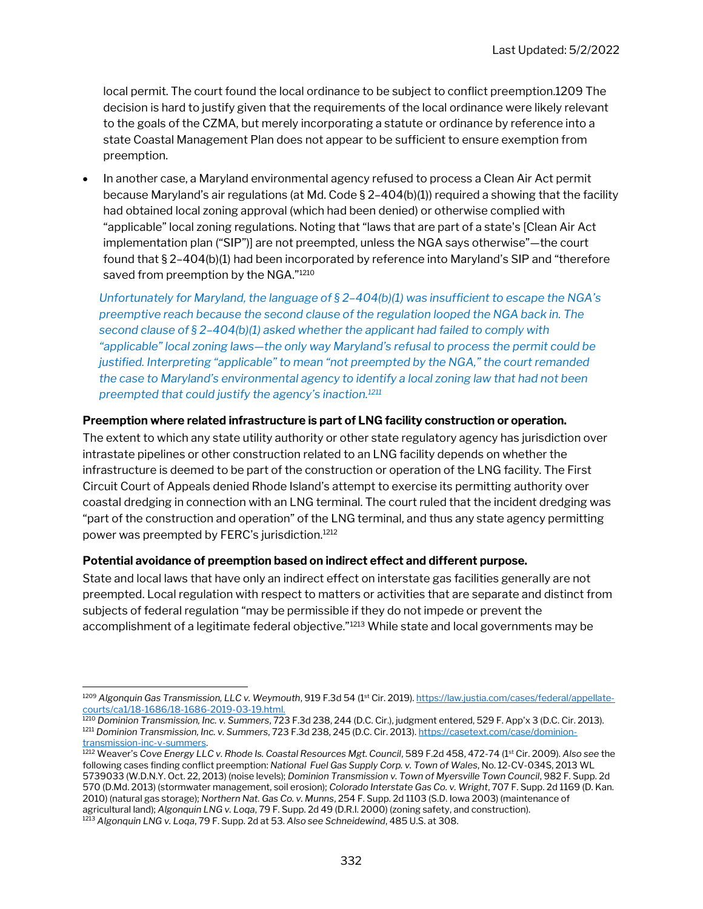local permit. The court found the local ordinance to be subject to conflict preemption.1209 The decision is hard to justify given that the requirements of the local ordinance were likely relevant to the goals of the CZMA, but merely incorporating a statute or ordinance by reference into a state Coastal Management Plan does not appear to be sufficient to ensure exemption from preemption.

- In another case, a Maryland environmental agency refused to process a Clean Air Act permit because Maryland's air regulations (at Md. Code § 2–404(b)(1)) required a showing that the facility had obtained local zoning approval (which had been denied) or otherwise complied with "applicable" local zoning regulations. Noting that "laws that are part of a state's [Clean Air Act implementation plan ("SIP")] are not preempted, unless the NGA says otherwise"—the court found that § 2–404(b)(1) had been incorporated by reference into Maryland's SIP and "therefore saved from preemption by the NGA."[1210]

  *Unfortunately for Maryland, the language of § 2–404(b)(1) was insufficient to escape the NGA's preemptive reach because the second clause of the regulation looped the NGA back in. The second clause of § 2–404(b)(1) asked whether the applicant had failed to comply with "applicable" local zoning laws—the only way Maryland's refusal to process the permit could be justified. Interpreting "applicable" to mean "not preempted by the NGA," the court remanded the case to Maryland's environmental agency to identify a local zoning law that had not been preempted that could justify the agency's inaction.[1211]*

**Preemption where related infrastructure is part of LNG facility construction or operation.**

The extent to which any state utility authority or other state regulatory agency has jurisdiction over intrastate pipelines or other construction related to an LNG facility depends on whether the infrastructure is deemed to be part of the construction or operation of the LNG facility. The First Circuit Court of Appeals denied Rhode Island's attempt to exercise its permitting authority over coastal dredging in connection with an LNG terminal. The court ruled that the incident dredging was "part of the construction and operation" of the LNG terminal, and thus any state agency permitting power was preempted by FERC's jurisdiction.[1212]

**Potential avoidance of preemption based on indirect effect and different purpose.**

State and local laws that have only an indirect effect on interstate gas facilities generally are not preempted. Local regulation with respect to matters or activities that are separate and distinct from subjects of federal regulation "may be permissible if they do not impede or prevent the accomplishment of a legitimate federal objective."[1213] While state and local governments may be

---

[1209] *Algonquin Gas Transmission, LLC v. Weymouth*, 919 F.3d 54 (1st Cir. 2019). https://law.justia.com/cases/federal/appellate-courts/ca1/18-1686/18-1686-2019-03-19.html.

[1210] *Dominion Transmission, Inc. v. Summers*, 723 F.3d 238, 244 (D.C. Cir.), judgment entered, 529 F. App'x 3 (D.C. Cir. 2013).

[1211] *Dominion Transmission, Inc. v. Summers*, 723 F.3d 238, 245 (D.C. Cir. 2013). https://casetext.com/case/dominion-transmission-inc-v-summers.

[1212] Weaver's *Cove Energy LLC v. Rhode Is. Coastal Resources Mgt. Council*, 589 F.2d 458, 472-74 (1st Cir. 2009). *Also see* the following cases finding conflict preemption: *National Fuel Gas Supply Corp. v. Town of Wales*, No. 12-CV-034S, 2013 WL 5739033 (W.D.N.Y. Oct. 22, 2013) (noise levels); *Dominion Transmission v. Town of Myersville Town Council*, 982 F. Supp. 2d 570 (D.Md. 2013) (stormwater management, soil erosion); *Colorado Interstate Gas Co. v. Wright*, 707 F. Supp. 2d 1169 (D. Kan. 2010) (natural gas storage); *Northern Nat. Gas Co. v. Munns*, 254 F. Supp. 2d 1103 (S.D. Iowa 2003) (maintenance of agricultural land); *Algonquin LNG v. Loqa*, 79 F. Supp. 2d 49 (D.R.I. 2000) (zoning safety, and construction).

[1213] *Algonquin LNG v. Loqa*, 79 F. Supp. 2d at 53. *Also see Schneidewind*, 485 U.S. at 308.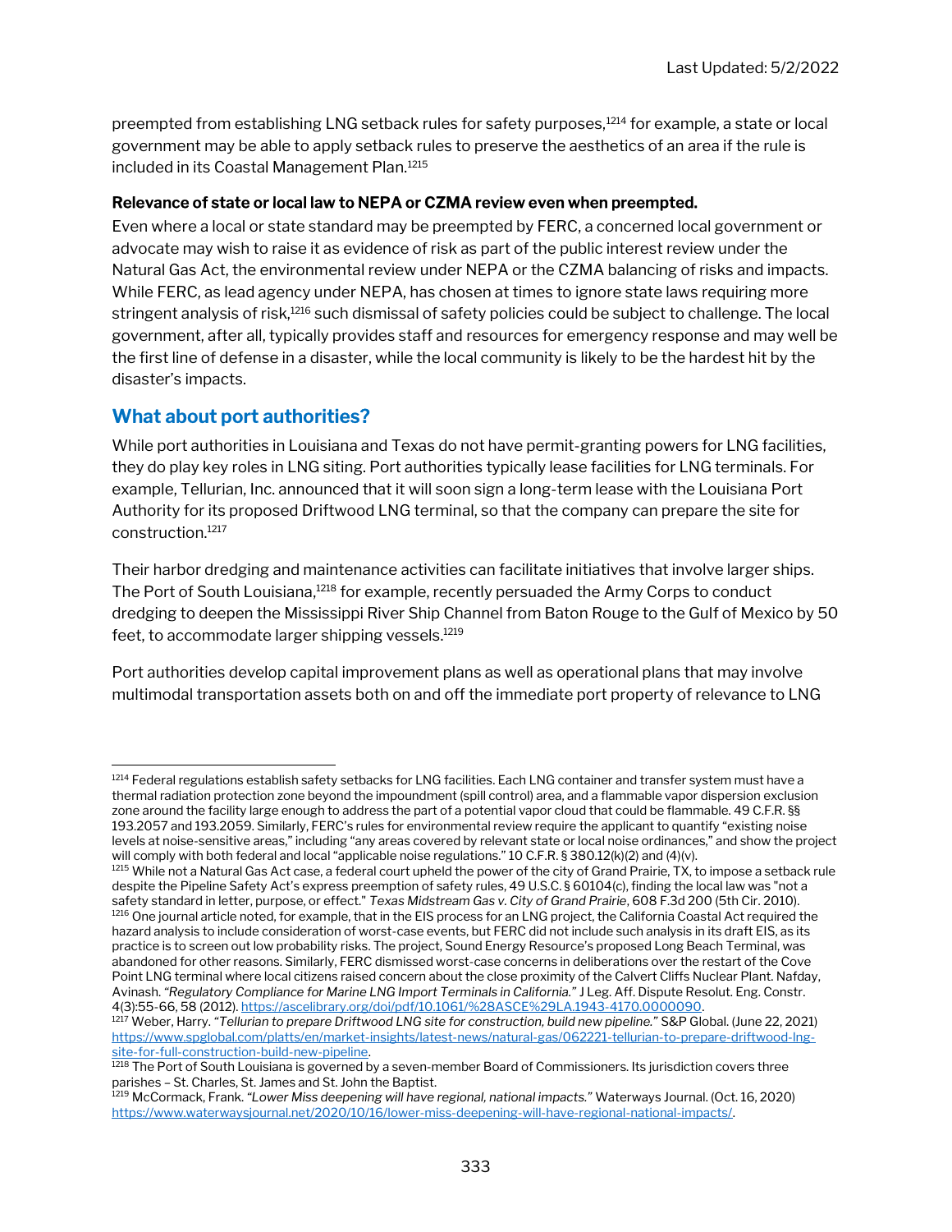preempted from establishing LNG setback rules for safety purposes,[1214] for example, a state or local government may be able to apply setback rules to preserve the aesthetics of an area if the rule is included in its Coastal Management Plan.[1215]

**Relevance of state or local law to NEPA or CZMA review even when preempted.**

Even where a local or state standard may be preempted by FERC, a concerned local government or advocate may wish to raise it as evidence of risk as part of the public interest review under the Natural Gas Act, the environmental review under NEPA or the CZMA balancing of risks and impacts. While FERC, as lead agency under NEPA, has chosen at times to ignore state laws requiring more stringent analysis of risk,[1216] such dismissal of safety policies could be subject to challenge. The local government, after all, typically provides staff and resources for emergency response and may well be the first line of defense in a disaster, while the local community is likely to be the hardest hit by the disaster's impacts.

## What about port authorities?

While port authorities in Louisiana and Texas do not have permit-granting powers for LNG facilities, they do play key roles in LNG siting. Port authorities typically lease facilities for LNG terminals. For example, Tellurian, Inc. announced that it will soon sign a long-term lease with the Louisiana Port Authority for its proposed Driftwood LNG terminal, so that the company can prepare the site for construction.[1217]

Their harbor dredging and maintenance activities can facilitate initiatives that involve larger ships. The Port of South Louisiana,[1218] for example, recently persuaded the Army Corps to conduct dredging to deepen the Mississippi River Ship Channel from Baton Rouge to the Gulf of Mexico by 50 feet, to accommodate larger shipping vessels.[1219]

Port authorities develop capital improvement plans as well as operational plans that may involve multimodal transportation assets both on and off the immediate port property of relevance to LNG

---

[1214] Federal regulations establish safety setbacks for LNG facilities. Each LNG container and transfer system must have a thermal radiation protection zone beyond the impoundment (spill control) area, and a flammable vapor dispersion exclusion zone around the facility large enough to address the part of a potential vapor cloud that could be flammable. 49 C.F.R. §§ 193.2057 and 193.2059. Similarly, FERC's rules for environmental review require the applicant to quantify "existing noise levels at noise-sensitive areas," including "any areas covered by relevant state or local noise ordinances," and show the project will comply with both federal and local "applicable noise regulations." 10 C.F.R. § 380.12(k)(2) and (4)(v).

[1215] While not a Natural Gas Act case, a federal court upheld the power of the city of Grand Prairie, TX, to impose a setback rule despite the Pipeline Safety Act's express preemption of safety rules, 49 U.S.C. § 60104(c), finding the local law was "not a safety standard in letter, purpose, or effect." *Texas Midstream Gas v. City of Grand Prairie*, 608 F.3d 200 (5th Cir. 2010).

[1216] One journal article noted, for example, that in the EIS process for an LNG project, the California Coastal Act required the hazard analysis to include consideration of worst-case events, but FERC did not include such analysis in its draft EIS, as its practice is to screen out low probability risks. The project, Sound Energy Resource's proposed Long Beach Terminal, was abandoned for other reasons. Similarly, FERC dismissed worst-case concerns in deliberations over the restart of the Cove Point LNG terminal where local citizens raised concern about the close proximity of the Calvert Cliffs Nuclear Plant. Nafday, Avinash. *"Regulatory Compliance for Marine LNG Import Terminals in California."* J Leg. Aff. Dispute Resolut. Eng. Constr. 4(3):55-66, 58 (2012). https://ascelibrary.org/doi/pdf/10.1061/%28ASCE%29LA.1943-4170.0000090.

[1217] Weber, Harry. *"Tellurian to prepare Driftwood LNG site for construction, build new pipeline."* S&P Global. (June 22, 2021) https://www.spglobal.com/platts/en/market-insights/latest-news/natural-gas/062221-tellurian-to-prepare-driftwood-lng-site-for-full-construction-build-new-pipeline.

[1218] The Port of South Louisiana is governed by a seven-member Board of Commissioners. Its jurisdiction covers three parishes – St. Charles, St. James and St. John the Baptist.

[1219] McCormack, Frank. *"Lower Miss deepening will have regional, national impacts."* Waterways Journal. (Oct. 16, 2020) https://www.waterwaysjournal.net/2020/10/16/lower-miss-deepening-will-have-regional-national-impacts/.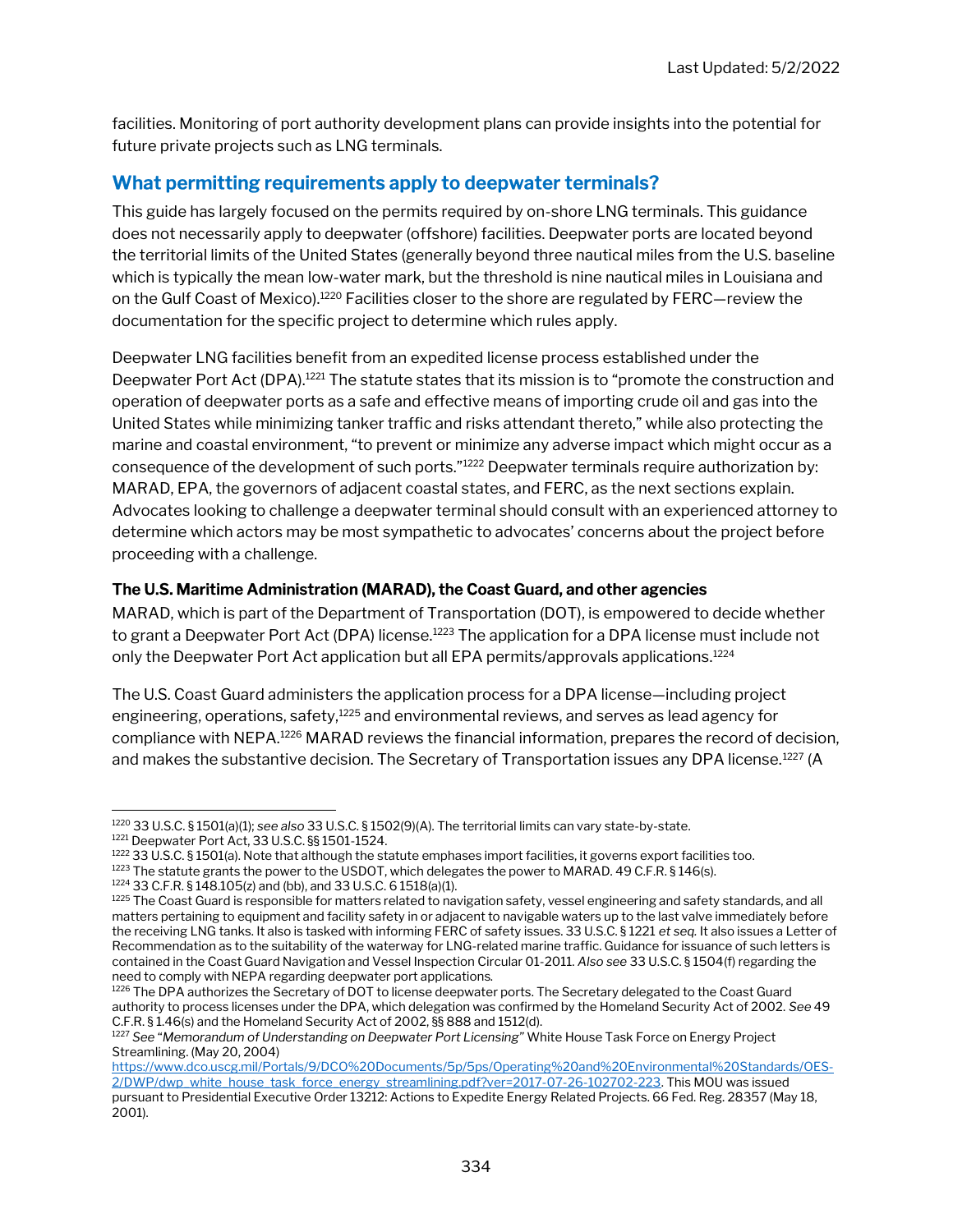facilities. Monitoring of port authority development plans can provide insights into the potential for future private projects such as LNG terminals.

## What permitting requirements apply to deepwater terminals?

This guide has largely focused on the permits required by on-shore LNG terminals. This guidance does not necessarily apply to deepwater (offshore) facilities. Deepwater ports are located beyond the territorial limits of the United States (generally beyond three nautical miles from the U.S. baseline which is typically the mean low-water mark, but the threshold is nine nautical miles in Louisiana and on the Gulf Coast of Mexico).[1220] Facilities closer to the shore are regulated by FERC—review the documentation for the specific project to determine which rules apply.

Deepwater LNG facilities benefit from an expedited license process established under the Deepwater Port Act (DPA).[1221] The statute states that its mission is to "promote the construction and operation of deepwater ports as a safe and effective means of importing crude oil and gas into the United States while minimizing tanker traffic and risks attendant thereto," while also protecting the marine and coastal environment, "to prevent or minimize any adverse impact which might occur as a consequence of the development of such ports."[1222] Deepwater terminals require authorization by: MARAD, EPA, the governors of adjacent coastal states, and FERC, as the next sections explain. Advocates looking to challenge a deepwater terminal should consult with an experienced attorney to determine which actors may be most sympathetic to advocates' concerns about the project before proceeding with a challenge.

#### The U.S. Maritime Administration (MARAD), the Coast Guard, and other agencies

MARAD, which is part of the Department of Transportation (DOT), is empowered to decide whether to grant a Deepwater Port Act (DPA) license.[1223] The application for a DPA license must include not only the Deepwater Port Act application but all EPA permits/approvals applications.[1224]

The U.S. Coast Guard administers the application process for a DPA license—including project engineering, operations, safety,[1225] and environmental reviews, and serves as lead agency for compliance with NEPA.[1226] MARAD reviews the financial information, prepares the record of decision, and makes the substantive decision. The Secretary of Transportation issues any DPA license.[1227] (A

---

[1220] 33 U.S.C. § 1501(a)(1); *see also* 33 U.S.C. § 1502(9)(A). The territorial limits can vary state-by-state.

[1221] Deepwater Port Act, 33 U.S.C. §§ 1501-1524.

[1222] 33 U.S.C. § 1501(a). Note that although the statute emphases import facilities, it governs export facilities too.

[1223] The statute grants the power to the USDOT, which delegates the power to MARAD. 49 C.F.R. § 146(s).

[1224] 33 C.F.R. § 148.105(z) and (bb), and 33 U.S.C. 6 1518(a)(1).

[1225] The Coast Guard is responsible for matters related to navigation safety, vessel engineering and safety standards, and all matters pertaining to equipment and facility safety in or adjacent to navigable waters up to the last valve immediately before the receiving LNG tanks. It also is tasked with informing FERC of safety issues. 33 U.S.C. § 1221 *et seq.* It also issues a Letter of Recommendation as to the suitability of the waterway for LNG-related marine traffic. Guidance for issuance of such letters is contained in the Coast Guard Navigation and Vessel Inspection Circular 01-2011. *Also see* 33 U.S.C. § 1504(f) regarding the need to comply with NEPA regarding deepwater port applications.

[1226] The DPA authorizes the Secretary of DOT to license deepwater ports. The Secretary delegated to the Coast Guard authority to process licenses under the DPA, which delegation was confirmed by the Homeland Security Act of 2002. *See* 49 C.F.R. § 1.46(s) and the Homeland Security Act of 2002, §§ 888 and 1512(d).

[1227] *See "Memorandum of Understanding on Deepwater Port Licensing"* White House Task Force on Energy Project Streamlining. (May 20, 2004) https://www.dco.uscg.mil/Portals/9/DCO%20Documents/5p/5ps/Operating%20and%20Environmental%20Standards/OES-2/DWP/dwp_white_house_task_force_energy_streamlining.pdf?ver=2017-07-26-102702-223. This MOU was issued pursuant to Presidential Executive Order 13212: Actions to Expedite Energy Related Projects. 66 Fed. Reg. 28357 (May 18, 2001).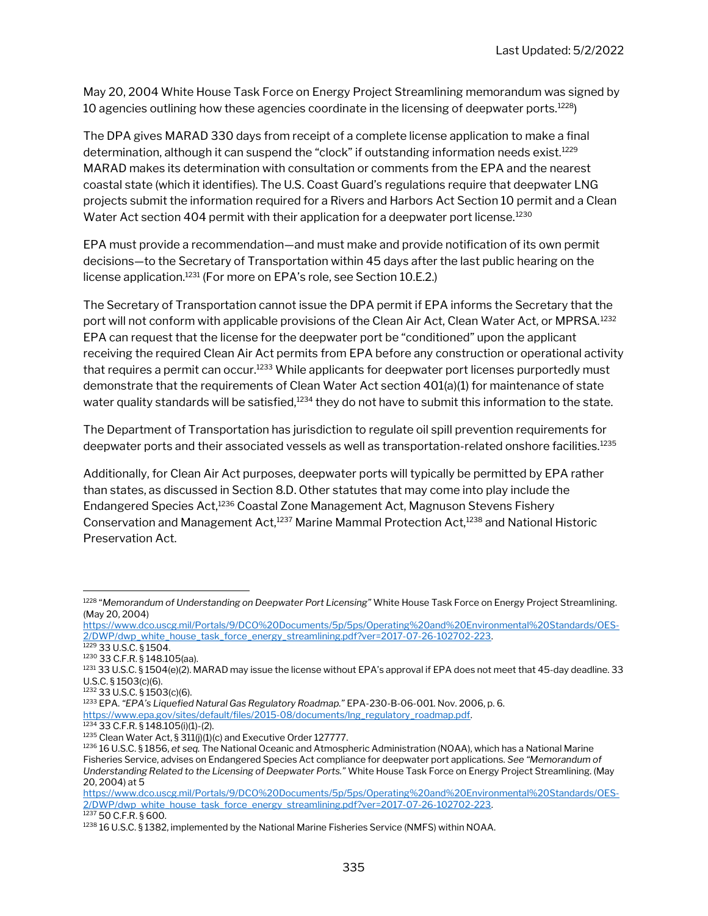May 20, 2004 White House Task Force on Energy Project Streamlining memorandum was signed by 10 agencies outlining how these agencies coordinate in the licensing of deepwater ports.[1228])

The DPA gives MARAD 330 days from receipt of a complete license application to make a final determination, although it can suspend the "clock" if outstanding information needs exist.[1229] MARAD makes its determination with consultation or comments from the EPA and the nearest coastal state (which it identifies). The U.S. Coast Guard's regulations require that deepwater LNG projects submit the information required for a Rivers and Harbors Act Section 10 permit and a Clean Water Act section 404 permit with their application for a deepwater port license.[1230]

EPA must provide a recommendation—and must make and provide notification of its own permit decisions—to the Secretary of Transportation within 45 days after the last public hearing on the license application.[1231] (For more on EPA's role, see Section 10.E.2.)

The Secretary of Transportation cannot issue the DPA permit if EPA informs the Secretary that the port will not conform with applicable provisions of the Clean Air Act, Clean Water Act, or MPRSA.[1232] EPA can request that the license for the deepwater port be "conditioned" upon the applicant receiving the required Clean Air Act permits from EPA before any construction or operational activity that requires a permit can occur.[1233] While applicants for deepwater port licenses purportedly must demonstrate that the requirements of Clean Water Act section 401(a)(1) for maintenance of state water quality standards will be satisfied,[1234] they do not have to submit this information to the state.

The Department of Transportation has jurisdiction to regulate oil spill prevention requirements for deepwater ports and their associated vessels as well as transportation-related onshore facilities.[1235]

Additionally, for Clean Air Act purposes, deepwater ports will typically be permitted by EPA rather than states, as discussed in Section 8.D. Other statutes that may come into play include the Endangered Species Act,[1236] Coastal Zone Management Act, Magnuson Stevens Fishery Conservation and Management Act,[1237] Marine Mammal Protection Act,[1238] and National Historic Preservation Act.

---

[1228] "*Memorandum of Understanding on Deepwater Port Licensing*" White House Task Force on Energy Project Streamlining. (May 20, 2004) https://www.dco.uscg.mil/Portals/9/DCO%20Documents/5p/5ps/Operating%20and%20Environmental%20Standards/OES-2/DWP/dwp_white_house_task_force_energy_streamlining.pdf?ver=2017-07-26-102702-223.

[1229] 33 U.S.C. § 1504.

[1230] 33 C.F.R. § 148.105(aa).

[1231] 33 U.S.C. § 1504(e)(2). MARAD may issue the license without EPA's approval if EPA does not meet that 45-day deadline. 33 U.S.C. § 1503(c)(6).

[1232] 33 U.S.C. § 1503(c)(6).

[1233] EPA. *"EPA's Liquefied Natural Gas Regulatory Roadmap."* EPA-230-B-06-001. Nov. 2006, p. 6. https://www.epa.gov/sites/default/files/2015-08/documents/lng_regulatory_roadmap.pdf.

[1234] 33 C.F.R. § 148.105(i)(1)-(2).

[1235] Clean Water Act, § 311(j)(1)(c) and Executive Order 127777.

[1236] 16 U.S.C. § 1856, *et seq.* The National Oceanic and Atmospheric Administration (NOAA), which has a National Marine Fisheries Service, advises on Endangered Species Act compliance for deepwater port applications. *See "Memorandum of Understanding Related to the Licensing of Deepwater Ports."* White House Task Force on Energy Project Streamlining. (May 20, 2004) at 5 https://www.dco.uscg.mil/Portals/9/DCO%20Documents/5p/5ps/Operating%20and%20Environmental%20Standards/OES-2/DWP/dwp_white_house_task_force_energy_streamlining.pdf?ver=2017-07-26-102702-223.

[1237] 50 C.F.R. § 600.

[1238] 16 U.S.C. § 1382, implemented by the National Marine Fisheries Service (NMFS) within NOAA.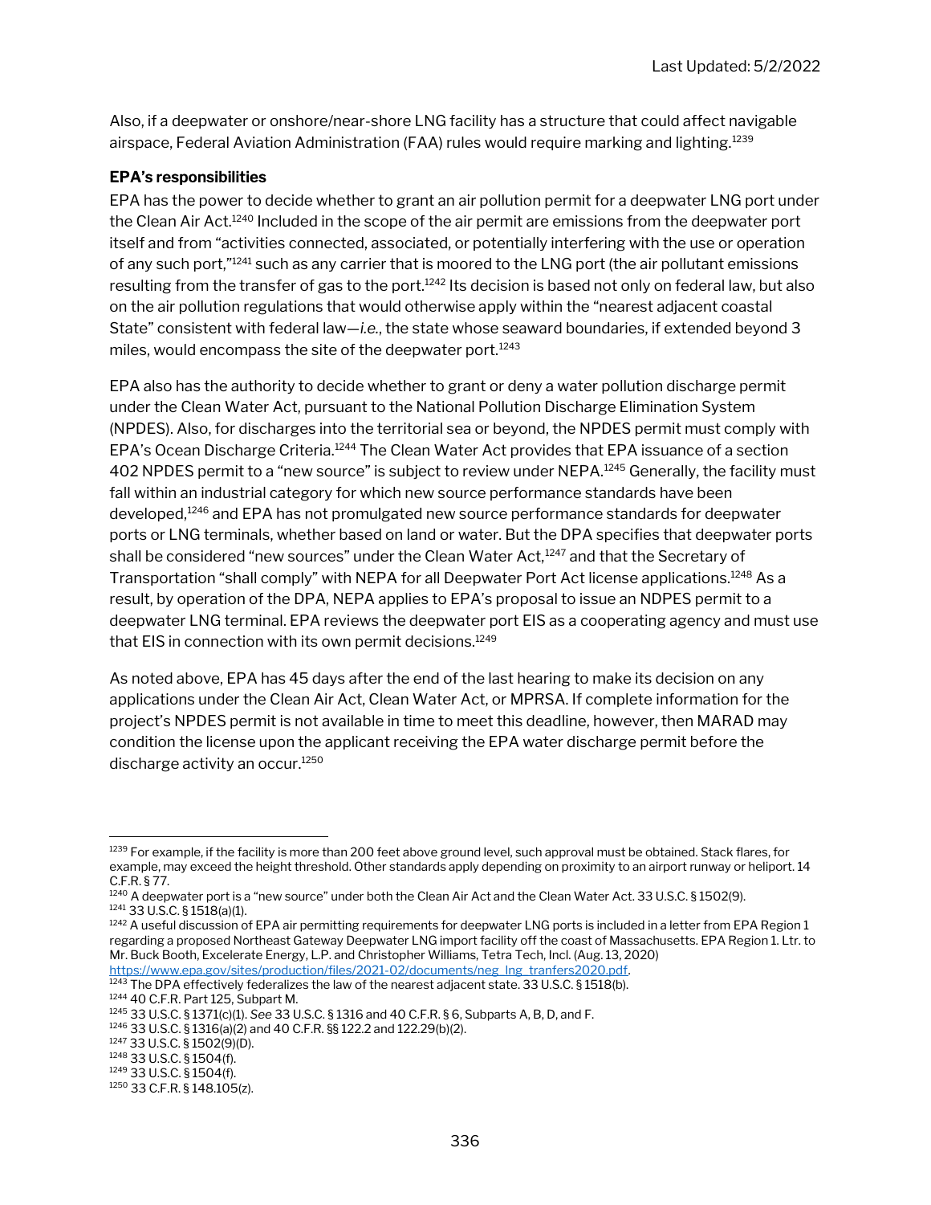Also, if a deepwater or onshore/near-shore LNG facility has a structure that could affect navigable airspace, Federal Aviation Administration (FAA) rules would require marking and lighting.[1239]

**EPA's responsibilities**

EPA has the power to decide whether to grant an air pollution permit for a deepwater LNG port under the Clean Air Act.[1240] Included in the scope of the air permit are emissions from the deepwater port itself and from "activities connected, associated, or potentially interfering with the use or operation of any such port,"[1241] such as any carrier that is moored to the LNG port (the air pollutant emissions resulting from the transfer of gas to the port.[1242] Its decision is based not only on federal law, but also on the air pollution regulations that would otherwise apply within the "nearest adjacent coastal State" consistent with federal law—*i.e.*, the state whose seaward boundaries, if extended beyond 3 miles, would encompass the site of the deepwater port.[1243]

EPA also has the authority to decide whether to grant or deny a water pollution discharge permit under the Clean Water Act, pursuant to the National Pollution Discharge Elimination System (NPDES). Also, for discharges into the territorial sea or beyond, the NPDES permit must comply with EPA's Ocean Discharge Criteria.[1244] The Clean Water Act provides that EPA issuance of a section 402 NPDES permit to a "new source" is subject to review under NEPA.[1245] Generally, the facility must fall within an industrial category for which new source performance standards have been developed,[1246] and EPA has not promulgated new source performance standards for deepwater ports or LNG terminals, whether based on land or water. But the DPA specifies that deepwater ports shall be considered "new sources" under the Clean Water Act,[1247] and that the Secretary of Transportation "shall comply" with NEPA for all Deepwater Port Act license applications.[1248] As a result, by operation of the DPA, NEPA applies to EPA's proposal to issue an NDPES permit to a deepwater LNG terminal. EPA reviews the deepwater port EIS as a cooperating agency and must use that EIS in connection with its own permit decisions.[1249]

As noted above, EPA has 45 days after the end of the last hearing to make its decision on any applications under the Clean Air Act, Clean Water Act, or MPRSA. If complete information for the project's NPDES permit is not available in time to meet this deadline, however, then MARAD may condition the license upon the applicant receiving the EPA water discharge permit before the discharge activity an occur.[1250]

---

[1239] For example, if the facility is more than 200 feet above ground level, such approval must be obtained. Stack flares, for example, may exceed the height threshold. Other standards apply depending on proximity to an airport runway or heliport. 14 C.F.R. § 77.

[1240] A deepwater port is a "new source" under both the Clean Air Act and the Clean Water Act. 33 U.S.C. § 1502(9).

[1241] 33 U.S.C. § 1518(a)(1).

[1242] A useful discussion of EPA air permitting requirements for deepwater LNG ports is included in a letter from EPA Region 1 regarding a proposed Northeast Gateway Deepwater LNG import facility off the coast of Massachusetts. EPA Region 1. Ltr. to Mr. Buck Booth, Excelerate Energy, L.P. and Christopher Williams, Tetra Tech, Incl. (Aug. 13, 2020) https://www.epa.gov/sites/production/files/2021-02/documents/neg_lng_tranfers2020.pdf.

[1243] The DPA effectively federalizes the law of the nearest adjacent state. 33 U.S.C. § 1518(b).

[1244] 40 C.F.R. Part 125, Subpart M.

[1245] 33 U.S.C. § 1371(c)(1). *See* 33 U.S.C. § 1316 and 40 C.F.R. § 6, Subparts A, B, D, and F.

[1246] 33 U.S.C. § 1316(a)(2) and 40 C.F.R. §§ 122.2 and 122.29(b)(2).

[1247] 33 U.S.C. § 1502(9)(D).

[1248] 33 U.S.C. § 1504(f).

[1249] 33 U.S.C. § 1504(f).

[1250] 33 C.F.R. § 148.105(z).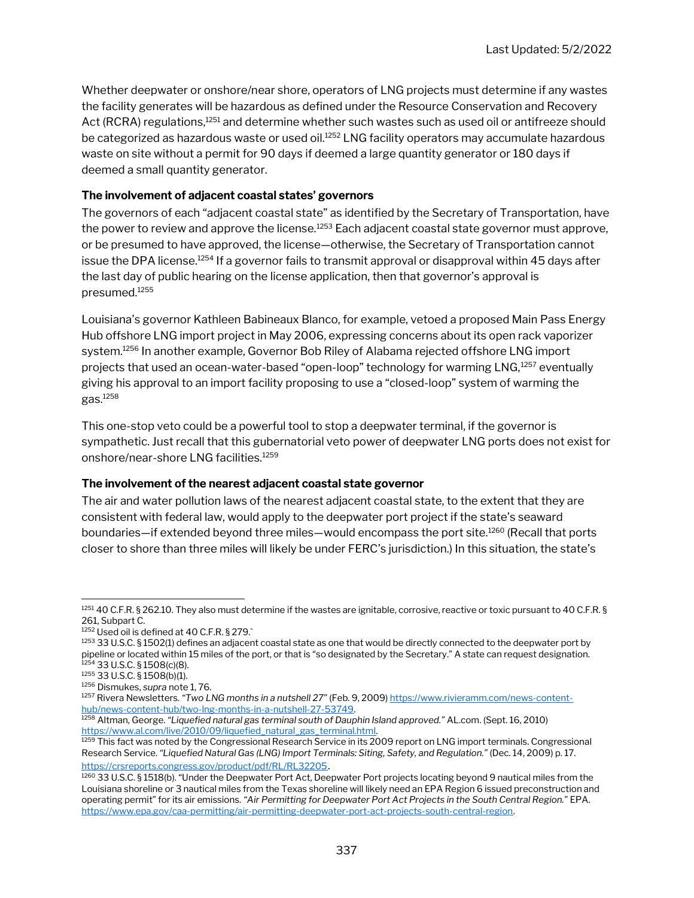Whether deepwater or onshore/near shore, operators of LNG projects must determine if any wastes the facility generates will be hazardous as defined under the Resource Conservation and Recovery Act (RCRA) regulations,[1251] and determine whether such wastes such as used oil or antifreeze should be categorized as hazardous waste or used oil.[1252] LNG facility operators may accumulate hazardous waste on site without a permit for 90 days if deemed a large quantity generator or 180 days if deemed a small quantity generator.

**The involvement of adjacent coastal states' governors**

The governors of each "adjacent coastal state" as identified by the Secretary of Transportation, have the power to review and approve the license.[1253] Each adjacent coastal state governor must approve, or be presumed to have approved, the license—otherwise, the Secretary of Transportation cannot issue the DPA license.[1254] If a governor fails to transmit approval or disapproval within 45 days after the last day of public hearing on the license application, then that governor's approval is presumed.[1255]

Louisiana's governor Kathleen Babineaux Blanco, for example, vetoed a proposed Main Pass Energy Hub offshore LNG import project in May 2006, expressing concerns about its open rack vaporizer system.[1256] In another example, Governor Bob Riley of Alabama rejected offshore LNG import projects that used an ocean-water-based "open-loop" technology for warming LNG,[1257] eventually giving his approval to an import facility proposing to use a "closed-loop" system of warming the gas.[1258]

This one-stop veto could be a powerful tool to stop a deepwater terminal, if the governor is sympathetic. Just recall that this gubernatorial veto power of deepwater LNG ports does not exist for onshore/near-shore LNG facilities.[1259]

**The involvement of the nearest adjacent coastal state governor**

The air and water pollution laws of the nearest adjacent coastal state, to the extent that they are consistent with federal law, would apply to the deepwater port project if the state's seaward boundaries—if extended beyond three miles—would encompass the port site.[1260] (Recall that ports closer to shore than three miles will likely be under FERC's jurisdiction.) In this situation, the state's

---

[1251] 40 C.F.R. § 262.10. They also must determine if the wastes are ignitable, corrosive, reactive or toxic pursuant to 40 C.F.R. § 261, Subpart C.

[1252] Used oil is defined at 40 C.F.R. § 279.`

[1253] 33 U.S.C. § 1502(1) defines an adjacent coastal state as one that would be directly connected to the deepwater port by pipeline or located within 15 miles of the port, or that is "so designated by the Secretary." A state can request designation.

[1254] 33 U.S.C. § 1508(c)(8).

[1255] 33 U.S.C. § 1508(b)(1).

[1256] Dismukes, *supra* note 1, 76.

[1257] Rivera Newsletters. *"Two LNG months in a nutshell 27"* (Feb. 9, 2009) https://www.rivieramm.com/news-content-hub/news-content-hub/two-lng-months-in-a-nutshell-27-53749.

[1258] Altman, George. *"Liquefied natural gas terminal south of Dauphin Island approved."* AL.com. (Sept. 16, 2010) https://www.al.com/live/2010/09/liquefied_natural_gas_terminal.html.

[1259] This fact was noted by the Congressional Research Service in its 2009 report on LNG import terminals. Congressional Research Service. *"Liquefied Natural Gas (LNG) Import Terminals: Siting, Safety, and Regulation."* (Dec. 14, 2009) p. 17. https://crsreports.congress.gov/product/pdf/RL/RL32205.

[1260] 33 U.S.C. § 1518(b). "Under the Deepwater Port Act, Deepwater Port projects locating beyond 9 nautical miles from the Louisiana shoreline or 3 nautical miles from the Texas shoreline will likely need an EPA Region 6 issued preconstruction and operating permit" for its air emissions. *"Air Permitting for Deepwater Port Act Projects in the South Central Region."* EPA. https://www.epa.gov/caa-permitting/air-permitting-deepwater-port-act-projects-south-central-region.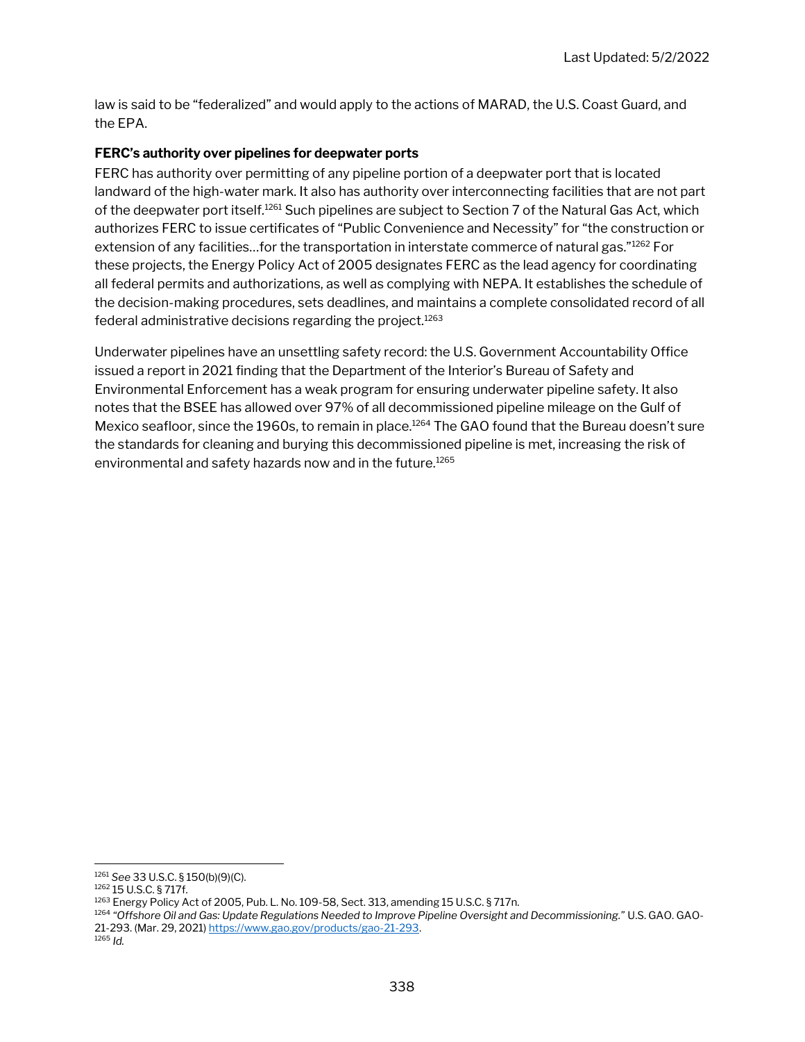law is said to be "federalized" and would apply to the actions of MARAD, the U.S. Coast Guard, and the EPA.

**FERC's authority over pipelines for deepwater ports**

FERC has authority over permitting of any pipeline portion of a deepwater port that is located landward of the high-water mark. It also has authority over interconnecting facilities that are not part of the deepwater port itself.[1261] Such pipelines are subject to Section 7 of the Natural Gas Act, which authorizes FERC to issue certificates of "Public Convenience and Necessity" for "the construction or extension of any facilities…for the transportation in interstate commerce of natural gas."[1262] For these projects, the Energy Policy Act of 2005 designates FERC as the lead agency for coordinating all federal permits and authorizations, as well as complying with NEPA. It establishes the schedule of the decision-making procedures, sets deadlines, and maintains a complete consolidated record of all federal administrative decisions regarding the project.[1263]

Underwater pipelines have an unsettling safety record: the U.S. Government Accountability Office issued a report in 2021 finding that the Department of the Interior's Bureau of Safety and Environmental Enforcement has a weak program for ensuring underwater pipeline safety. It also notes that the BSEE has allowed over 97% of all decommissioned pipeline mileage on the Gulf of Mexico seafloor, since the 1960s, to remain in place.[1264] The GAO found that the Bureau doesn't sure the standards for cleaning and burying this decommissioned pipeline is met, increasing the risk of environmental and safety hazards now and in the future.[1265]

---

[1261] *See* 33 U.S.C. § 150(b)(9)(C).
[1262] 15 U.S.C. § 717f.
[1263] Energy Policy Act of 2005, Pub. L. No. 109-58, Sect. 313, amending 15 U.S.C. § 717n.
[1264] *"Offshore Oil and Gas: Update Regulations Needed to Improve Pipeline Oversight and Decommissioning."* U.S. GAO. GAO-21-293. (Mar. 29, 2021) https://www.gao.gov/products/gao-21-293.
[1265] *Id.*